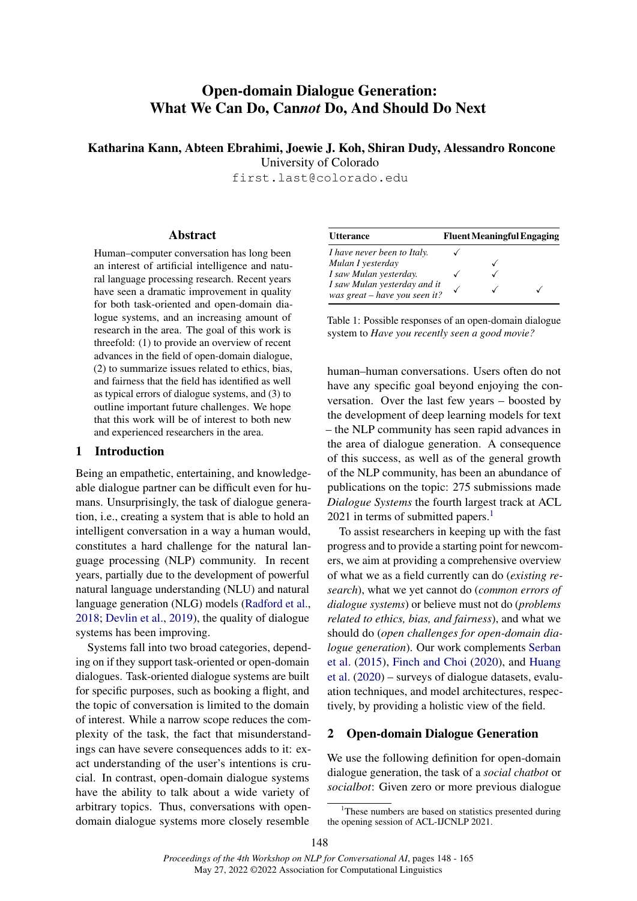# Open-domain Dialogue Generation: What We Can Do, Can*not* Do, And Should Do Next

**Katharina Kann, Abteen Ebrahimi, Joewie J. Koh, Shiran Dudy, Alessandro Roncone**
University of Colorado
`first.last@colorado.edu`

## Abstract

Human–computer conversation has long been an interest of artificial intelligence and natural language processing research. Recent years have seen a dramatic improvement in quality for both task-oriented and open-domain dialogue systems, and an increasing amount of research in the area. The goal of this work is threefold: (1) to provide an overview of recent advances in the field of open-domain dialogue, (2) to summarize issues related to ethics, bias, and fairness that the field has identified as well as typical errors of dialogue systems, and (3) to outline important future challenges. We hope that this work will be of interest to both new and experienced researchers in the area.

## 1 Introduction

Being an empathetic, entertaining, and knowledgeable dialogue partner can be difficult even for humans. Unsurprisingly, the task of dialogue generation, i.e., creating a system that is able to hold an intelligent conversation in a way a human would, constitutes a hard challenge for the natural language processing (NLP) community. In recent years, partially due to the development of powerful natural language understanding (NLU) and natural language generation (NLG) models (Radford et al., 2018; Devlin et al., 2019), the quality of dialogue systems has been improving.

Systems fall into two broad categories, depending on if they support task-oriented or open-domain dialogues. Task-oriented dialogue systems are built for specific purposes, such as booking a flight, and the topic of conversation is limited to the domain of interest. While a narrow scope reduces the complexity of the task, the fact that misunderstandings can have severe consequences adds to it: exact understanding of the user's intentions is crucial. In contrast, open-domain dialogue systems have the ability to talk about a wide variety of arbitrary topics. Thus, conversations with open-domain dialogue systems more closely resemble human–human conversations. Users often do not have any specific goal beyond enjoying the conversation. Over the last few years – boosted by the development of deep learning models for text – the NLP community has seen rapid advances in the area of dialogue generation. A consequence of this success, as well as of the general growth of the NLP community, has been an abundance of publications on the topic: 275 submissions made *Dialogue Systems* the fourth largest track at ACL 2021 in terms of submitted papers.[1]

| Utterance | Fluent | Meaningful | Engaging |
|---|---|---|---|
| *I have never been to Italy.* | ✓ | | |
| *Mulan I yesterday* | | ✓ | |
| *I saw Mulan yesterday.* | ✓ | ✓ | |
| *I saw Mulan yesterday and it was great – have you seen it?* | ✓ | ✓ | ✓ |

Table 1: Possible responses of an open-domain dialogue system to *Have you recently seen a good movie?*

To assist researchers in keeping up with the fast progress and to provide a starting point for newcomers, we aim at providing a comprehensive overview of what we as a field currently can do (*existing research*), what we yet cannot do (*common errors of dialogue systems*) or believe must not do (*problems related to ethics, bias, and fairness*), and what we should do (*open challenges for open-domain dialogue generation*). Our work complements Serban et al. (2015), Finch and Choi (2020), and Huang et al. (2020) – surveys of dialogue datasets, evaluation techniques, and model architectures, respectively, by providing a holistic view of the field.

## 2 Open-domain Dialogue Generation

We use the following definition for open-domain dialogue generation, the task of a *social chatbot* or *socialbot*: Given zero or more previous dialogue

[1] These numbers are based on statistics presented during the opening session of ACL-IJCNLP 2021.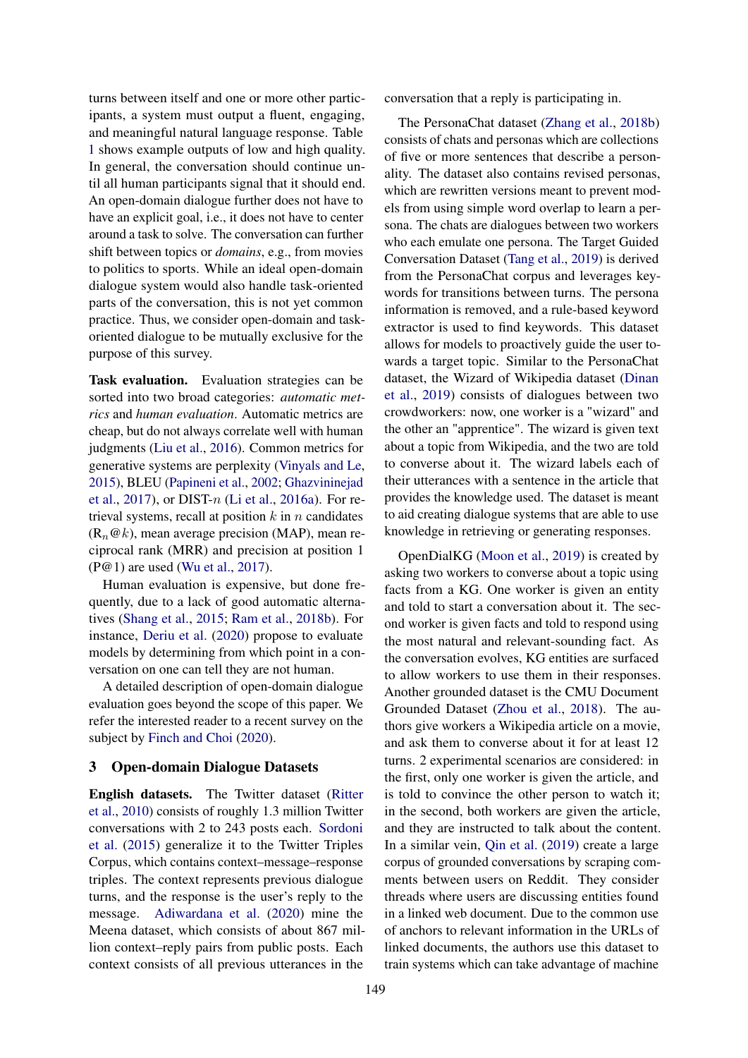turns between itself and one or more other participants, a system must output a fluent, engaging, and meaningful natural language response. Table 1 shows example outputs of low and high quality. In general, the conversation should continue until all human participants signal that it should end. An open-domain dialogue further does not have to have an explicit goal, i.e., it does not have to center around a task to solve. The conversation can further shift between topics or *domains*, e.g., from movies to politics to sports. While an ideal open-domain dialogue system would also handle task-oriented parts of the conversation, this is not yet common practice. Thus, we consider open-domain and task-oriented dialogue to be mutually exclusive for the purpose of this survey.

**Task evaluation.** Evaluation strategies can be sorted into two broad categories: *automatic metrics* and *human evaluation*. Automatic metrics are cheap, but do not always correlate well with human judgments (Liu et al., 2016). Common metrics for generative systems are perplexity (Vinyals and Le, 2015), BLEU (Papineni et al., 2002; Ghazvininejad et al., 2017), or DIST-$n$ (Li et al., 2016a). For retrieval systems, recall at position $k$ in $n$ candidates ($R_n@k$), mean average precision (MAP), mean reciprocal rank (MRR) and precision at position 1 (P@1) are used (Wu et al., 2017).

Human evaluation is expensive, but done frequently, due to a lack of good automatic alternatives (Shang et al., 2015; Ram et al., 2018b). For instance, Deriu et al. (2020) propose to evaluate models by determining from which point in a conversation on one can tell they are not human.

A detailed description of open-domain dialogue evaluation goes beyond the scope of this paper. We refer the interested reader to a recent survey on the subject by Finch and Choi (2020).

## 3 Open-domain Dialogue Datasets

**English datasets.** The Twitter dataset (Ritter et al., 2010) consists of roughly 1.3 million Twitter conversations with 2 to 243 posts each. Sordoni et al. (2015) generalize it to the Twitter Triples Corpus, which contains context–message–response triples. The context represents previous dialogue turns, and the response is the user's reply to the message. Adiwardana et al. (2020) mine the Meena dataset, which consists of about 867 million context–reply pairs from public posts. Each context consists of all previous utterances in the conversation that a reply is participating in.

The PersonaChat dataset (Zhang et al., 2018b) consists of chats and personas which are collections of five or more sentences that describe a personality. The dataset also contains revised personas, which are rewritten versions meant to prevent models from using simple word overlap to learn a persona. The chats are dialogues between two workers who each emulate one persona. The Target Guided Conversation Dataset (Tang et al., 2019) is derived from the PersonaChat corpus and leverages keywords for transitions between turns. The persona information is removed, and a rule-based keyword extractor is used to find keywords. This dataset allows for models to proactively guide the user towards a target topic. Similar to the PersonaChat dataset, the Wizard of Wikipedia dataset (Dinan et al., 2019) consists of dialogues between two crowdworkers: now, one worker is a "wizard" and the other an "apprentice". The wizard is given text about a topic from Wikipedia, and the two are told to converse about it. The wizard labels each of their utterances with a sentence in the article that provides the knowledge used. The dataset is meant to aid creating dialogue systems that are able to use knowledge in retrieving or generating responses.

OpenDialKG (Moon et al., 2019) is created by asking two workers to converse about a topic using facts from a KG. One worker is given an entity and told to start a conversation about it. The second worker is given facts and told to respond using the most natural and relevant-sounding fact. As the conversation evolves, KG entities are surfaced to allow workers to use them in their responses. Another grounded dataset is the CMU Document Grounded Dataset (Zhou et al., 2018). The authors give workers a Wikipedia article on a movie, and ask them to converse about it for at least 12 turns. 2 experimental scenarios are considered: in the first, only one worker is given the article, and is told to convince the other person to watch it; in the second, both workers are given the article, and they are instructed to talk about the content. In a similar vein, Qin et al. (2019) create a large corpus of grounded conversations by scraping comments between users on Reddit. They consider threads where users are discussing entities found in a linked web document. Due to the common use of anchors to relevant information in the URLs of linked documents, the authors use this dataset to train systems which can take advantage of machine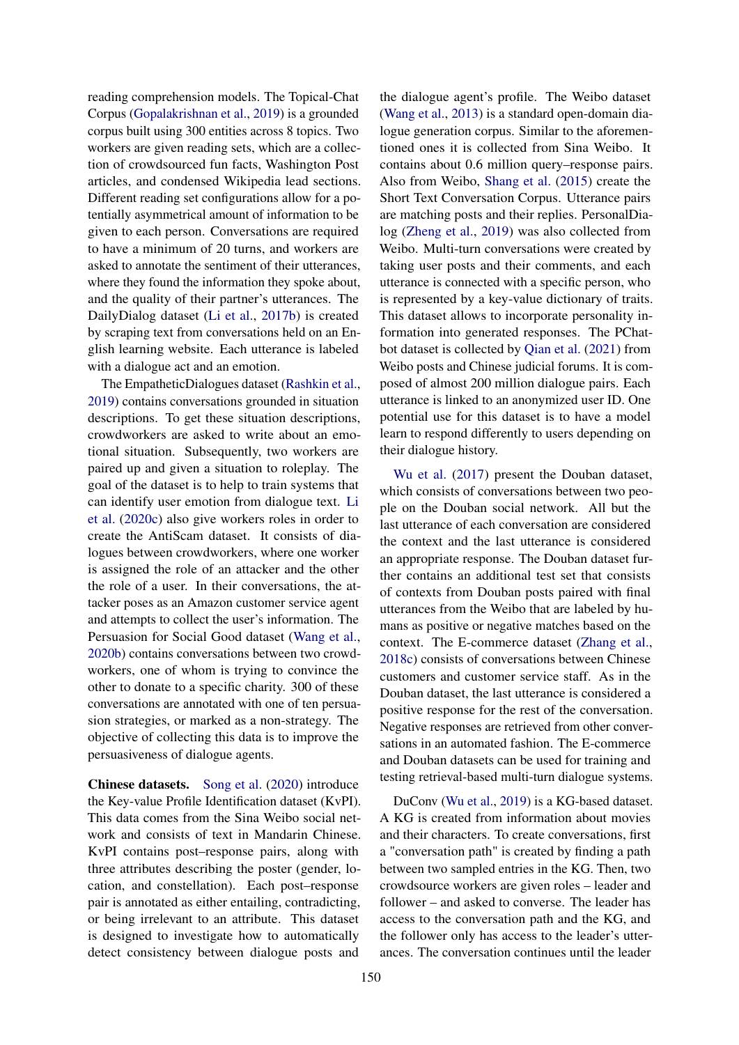reading comprehension models. The Topical-Chat Corpus (Gopalakrishnan et al., 2019) is a grounded corpus built using 300 entities across 8 topics. Two workers are given reading sets, which are a collection of crowdsourced fun facts, Washington Post articles, and condensed Wikipedia lead sections. Different reading set configurations allow for a potentially asymmetrical amount of information to be given to each person. Conversations are required to have a minimum of 20 turns, and workers are asked to annotate the sentiment of their utterances, where they found the information they spoke about, and the quality of their partner's utterances. The DailyDialog dataset (Li et al., 2017b) is created by scraping text from conversations held on an English learning website. Each utterance is labeled with a dialogue act and an emotion.

The EmpatheticDialogues dataset (Rashkin et al., 2019) contains conversations grounded in situation descriptions. To get these situation descriptions, crowdworkers are asked to write about an emotional situation. Subsequently, two workers are paired up and given a situation to roleplay. The goal of the dataset is to help to train systems that can identify user emotion from dialogue text. Li et al. (2020c) also give workers roles in order to create the AntiScam dataset. It consists of dialogues between crowdworkers, where one worker is assigned the role of an attacker and the other the role of a user. In their conversations, the attacker poses as an Amazon customer service agent and attempts to collect the user's information. The Persuasion for Social Good dataset (Wang et al., 2020b) contains conversations between two crowdworkers, one of whom is trying to convince the other to donate to a specific charity. 300 of these conversations are annotated with one of ten persuasion strategies, or marked as a non-strategy. The objective of collecting this data is to improve the persuasiveness of dialogue agents.

**Chinese datasets.** Song et al. (2020) introduce the Key-value Profile Identification dataset (KvPI). This data comes from the Sina Weibo social network and consists of text in Mandarin Chinese. KvPI contains post–response pairs, along with three attributes describing the poster (gender, location, and constellation). Each post–response pair is annotated as either entailing, contradicting, or being irrelevant to an attribute. This dataset is designed to investigate how to automatically detect consistency between dialogue posts and the dialogue agent's profile. The Weibo dataset (Wang et al., 2013) is a standard open-domain dialogue generation corpus. Similar to the aforementioned ones it is collected from Sina Weibo. It contains about 0.6 million query–response pairs. Also from Weibo, Shang et al. (2015) create the Short Text Conversation Corpus. Utterance pairs are matching posts and their replies. PersonalDialog (Zheng et al., 2019) was also collected from Weibo. Multi-turn conversations were created by taking user posts and their comments, and each utterance is connected with a specific person, who is represented by a key-value dictionary of traits. This dataset allows to incorporate personality information into generated responses. The PChatbot dataset is collected by Qian et al. (2021) from Weibo posts and Chinese judicial forums. It is composed of almost 200 million dialogue pairs. Each utterance is linked to an anonymized user ID. One potential use for this dataset is to have a model learn to respond differently to users depending on their dialogue history.

Wu et al. (2017) present the Douban dataset, which consists of conversations between two people on the Douban social network. All but the last utterance of each conversation are considered the context and the last utterance is considered an appropriate response. The Douban dataset further contains an additional test set that consists of contexts from Douban posts paired with final utterances from the Weibo that are labeled by humans as positive or negative matches based on the context. The E-commerce dataset (Zhang et al., 2018c) consists of conversations between Chinese customers and customer service staff. As in the Douban dataset, the last utterance is considered a positive response for the rest of the conversation. Negative responses are retrieved from other conversations in an automated fashion. The E-commerce and Douban datasets can be used for training and testing retrieval-based multi-turn dialogue systems.

DuConv (Wu et al., 2019) is a KG-based dataset. A KG is created from information about movies and their characters. To create conversations, first a "conversation path" is created by finding a path between two sampled entries in the KG. Then, two crowdsource workers are given roles – leader and follower – and asked to converse. The leader has access to the conversation path and the KG, and the follower only has access to the leader's utterances. The conversation continues until the leader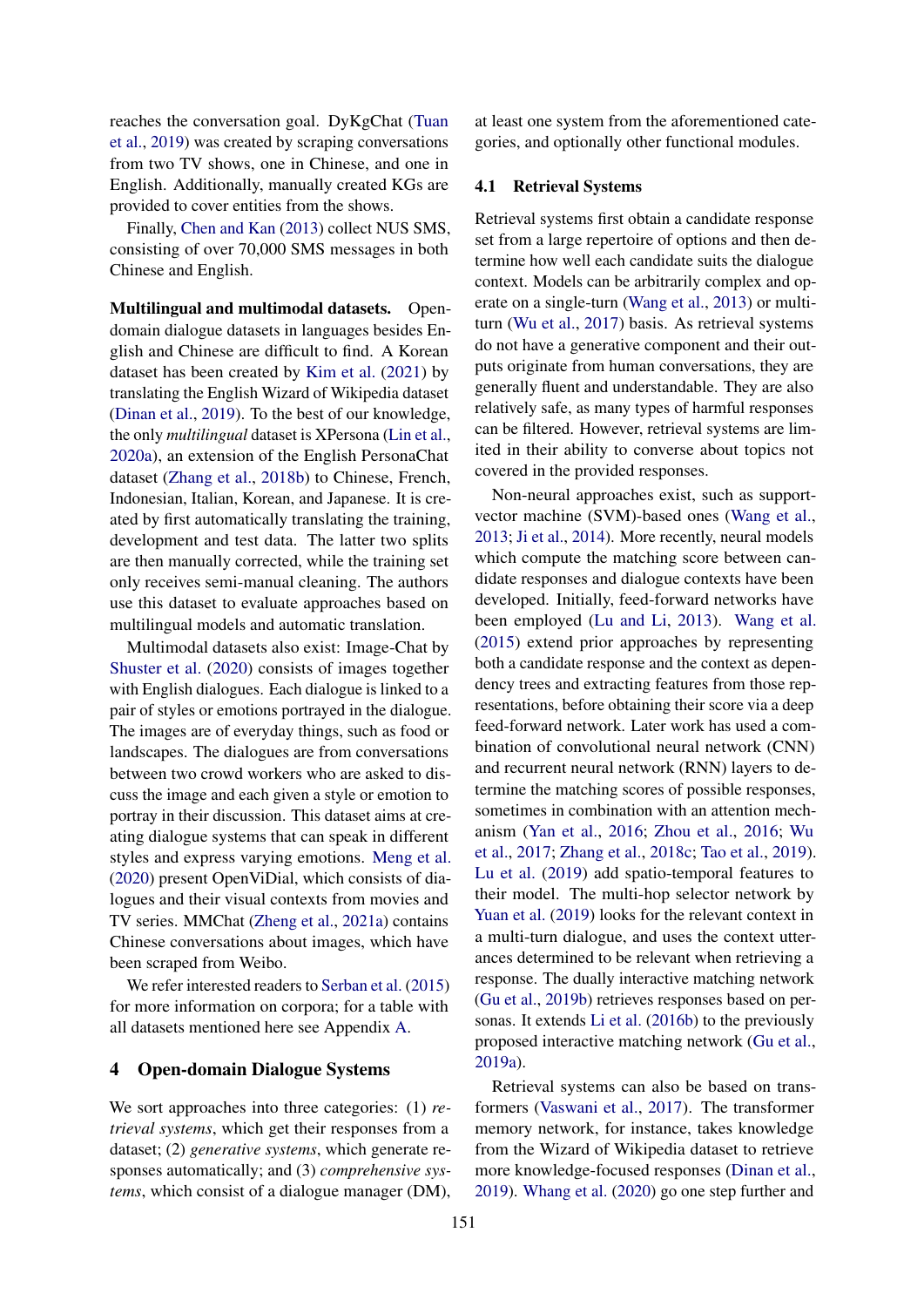reaches the conversation goal. DyKgChat (Tuan et al., 2019) was created by scraping conversations from two TV shows, one in Chinese, and one in English. Additionally, manually created KGs are provided to cover entities from the shows.

Finally, Chen and Kan (2013) collect NUS SMS, consisting of over 70,000 SMS messages in both Chinese and English.

**Multilingual and multimodal datasets.** Open-domain dialogue datasets in languages besides English and Chinese are difficult to find. A Korean dataset has been created by Kim et al. (2021) by translating the English Wizard of Wikipedia dataset (Dinan et al., 2019). To the best of our knowledge, the only *multilingual* dataset is XPersona (Lin et al., 2020a), an extension of the English PersonaChat dataset (Zhang et al., 2018b) to Chinese, French, Indonesian, Italian, Korean, and Japanese. It is created by first automatically translating the training, development and test data. The latter two splits are then manually corrected, while the training set only receives semi-manual cleaning. The authors use this dataset to evaluate approaches based on multilingual models and automatic translation.

Multimodal datasets also exist: Image-Chat by Shuster et al. (2020) consists of images together with English dialogues. Each dialogue is linked to a pair of styles or emotions portrayed in the dialogue. The images are of everyday things, such as food or landscapes. The dialogues are from conversations between two crowd workers who are asked to discuss the image and each given a style or emotion to portray in their discussion. This dataset aims at creating dialogue systems that can speak in different styles and express varying emotions. Meng et al. (2020) present OpenViDial, which consists of dialogues and their visual contexts from movies and TV series. MMChat (Zheng et al., 2021a) contains Chinese conversations about images, which have been scraped from Weibo.

We refer interested readers to Serban et al. (2015) for more information on corpora; for a table with all datasets mentioned here see Appendix A.

## 4 Open-domain Dialogue Systems

We sort approaches into three categories: (1) *retrieval systems*, which get their responses from a dataset; (2) *generative systems*, which generate responses automatically; and (3) *comprehensive systems*, which consist of a dialogue manager (DM), at least one system from the aforementioned categories, and optionally other functional modules.

### 4.1 Retrieval Systems

Retrieval systems first obtain a candidate response set from a large repertoire of options and then determine how well each candidate suits the dialogue context. Models can be arbitrarily complex and operate on a single-turn (Wang et al., 2013) or multi-turn (Wu et al., 2017) basis. As retrieval systems do not have a generative component and their outputs originate from human conversations, they are generally fluent and understandable. They are also relatively safe, as many types of harmful responses can be filtered. However, retrieval systems are limited in their ability to converse about topics not covered in the provided responses.

Non-neural approaches exist, such as support-vector machine (SVM)-based ones (Wang et al., 2013; Ji et al., 2014). More recently, neural models which compute the matching score between candidate responses and dialogue contexts have been developed. Initially, feed-forward networks have been employed (Lu and Li, 2013). Wang et al. (2015) extend prior approaches by representing both a candidate response and the context as dependency trees and extracting features from those representations, before obtaining their score via a deep feed-forward network. Later work has used a combination of convolutional neural network (CNN) and recurrent neural network (RNN) layers to determine the matching scores of possible responses, sometimes in combination with an attention mechanism (Yan et al., 2016; Zhou et al., 2016; Wu et al., 2017; Zhang et al., 2018c; Tao et al., 2019). Lu et al. (2019) add spatio-temporal features to their model. The multi-hop selector network by Yuan et al. (2019) looks for the relevant context in a multi-turn dialogue, and uses the context utterances determined to be relevant when retrieving a response. The dually interactive matching network (Gu et al., 2019b) retrieves responses based on personas. It extends Li et al. (2016b) to the previously proposed interactive matching network (Gu et al., 2019a).

Retrieval systems can also be based on transformers (Vaswani et al., 2017). The transformer memory network, for instance, takes knowledge from the Wizard of Wikipedia dataset to retrieve more knowledge-focused responses (Dinan et al., 2019). Whang et al. (2020) go one step further and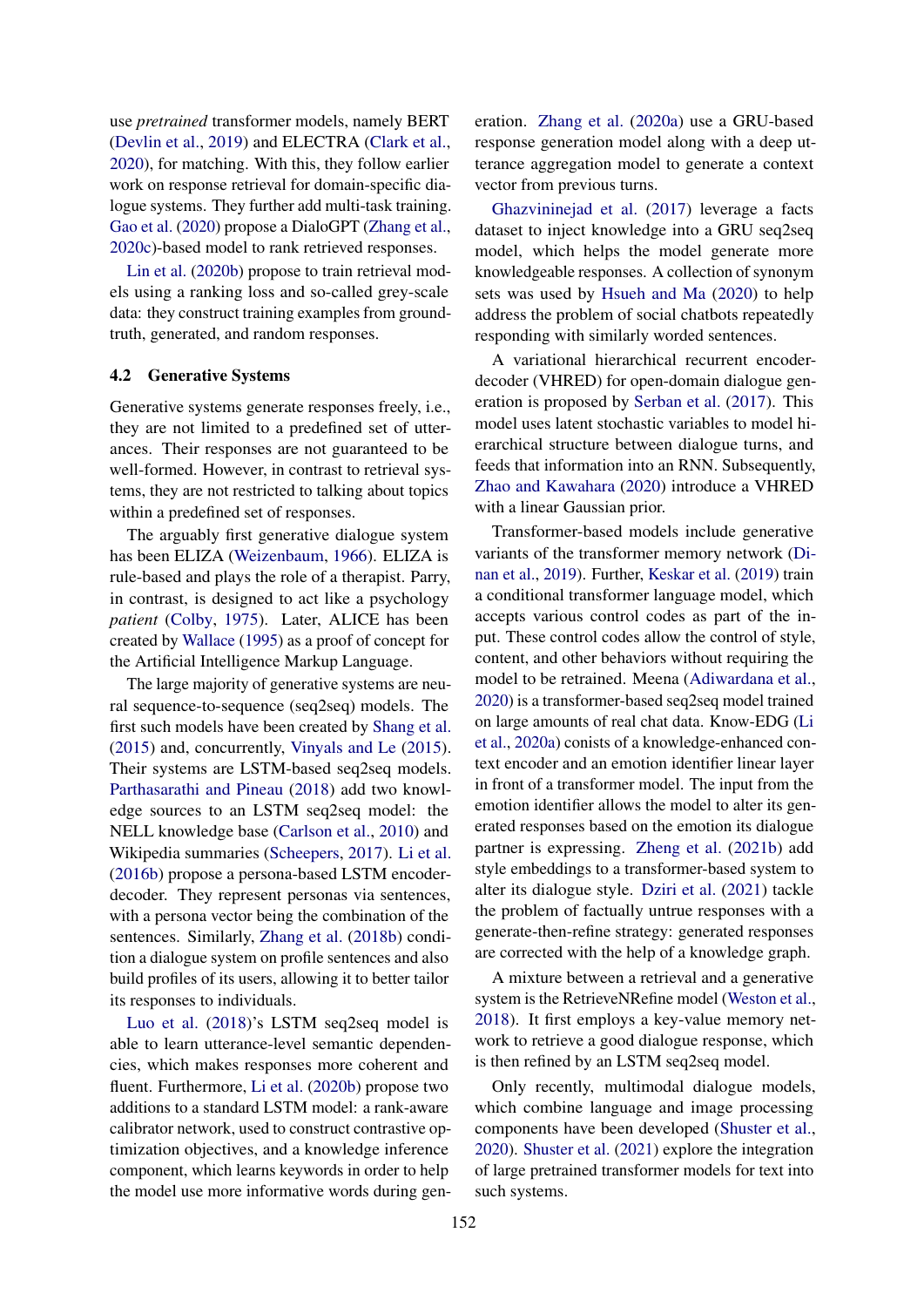use *pretrained* transformer models, namely BERT (Devlin et al., 2019) and ELECTRA (Clark et al., 2020), for matching. With this, they follow earlier work on response retrieval for domain-specific dialogue systems. They further add multi-task training. Gao et al. (2020) propose a DialoGPT (Zhang et al., 2020c)-based model to rank retrieved responses.

Lin et al. (2020b) propose to train retrieval models using a ranking loss and so-called grey-scale data: they construct training examples from ground-truth, generated, and random responses.

### 4.2 Generative Systems

Generative systems generate responses freely, i.e., they are not limited to a predefined set of utterances. Their responses are not guaranteed to be well-formed. However, in contrast to retrieval systems, they are not restricted to talking about topics within a predefined set of responses.

The arguably first generative dialogue system has been ELIZA (Weizenbaum, 1966). ELIZA is rule-based and plays the role of a therapist. Parry, in contrast, is designed to act like a psychology *patient* (Colby, 1975). Later, ALICE has been created by Wallace (1995) as a proof of concept for the Artificial Intelligence Markup Language.

The large majority of generative systems are neural sequence-to-sequence (seq2seq) models. The first such models have been created by Shang et al. (2015) and, concurrently, Vinyals and Le (2015). Their systems are LSTM-based seq2seq models. Parthasarathi and Pineau (2018) add two knowledge sources to an LSTM seq2seq model: the NELL knowledge base (Carlson et al., 2010) and Wikipedia summaries (Scheepers, 2017). Li et al. (2016b) propose a persona-based LSTM encoder-decoder. They represent personas via sentences, with a persona vector being the combination of the sentences. Similarly, Zhang et al. (2018b) condition a dialogue system on profile sentences and also build profiles of its users, allowing it to better tailor its responses to individuals.

Luo et al. (2018)'s LSTM seq2seq model is able to learn utterance-level semantic dependencies, which makes responses more coherent and fluent. Furthermore, Li et al. (2020b) propose two additions to a standard LSTM model: a rank-aware calibrator network, used to construct contrastive optimization objectives, and a knowledge inference component, which learns keywords in order to help the model use more informative words during generation. Zhang et al. (2020a) use a GRU-based response generation model along with a deep utterance aggregation model to generate a context vector from previous turns.

Ghazvininejad et al. (2017) leverage a facts dataset to inject knowledge into a GRU seq2seq model, which helps the model generate more knowledgeable responses. A collection of synonym sets was used by Hsueh and Ma (2020) to help address the problem of social chatbots repeatedly responding with similarly worded sentences.

A variational hierarchical recurrent encoder-decoder (VHRED) for open-domain dialogue generation is proposed by Serban et al. (2017). This model uses latent stochastic variables to model hierarchical structure between dialogue turns, and feeds that information into an RNN. Subsequently, Zhao and Kawahara (2020) introduce a VHRED with a linear Gaussian prior.

Transformer-based models include generative variants of the transformer memory network (Dinan et al., 2019). Further, Keskar et al. (2019) train a conditional transformer language model, which accepts various control codes as part of the input. These control codes allow the control of style, content, and other behaviors without requiring the model to be retrained. Meena (Adiwardana et al., 2020) is a transformer-based seq2seq model trained on large amounts of real chat data. Know-EDG (Li et al., 2020a) conists of a knowledge-enhanced context encoder and an emotion identifier linear layer in front of a transformer model. The input from the emotion identifier allows the model to alter its generated responses based on the emotion its dialogue partner is expressing. Zheng et al. (2021b) add style embeddings to a transformer-based system to alter its dialogue style. Dziri et al. (2021) tackle the problem of factually untrue responses with a generate-then-refine strategy: generated responses are corrected with the help of a knowledge graph.

A mixture between a retrieval and a generative system is the RetrieveNRefine model (Weston et al., 2018). It first employs a key-value memory network to retrieve a good dialogue response, which is then refined by an LSTM seq2seq model.

Only recently, multimodal dialogue models, which combine language and image processing components have been developed (Shuster et al., 2020). Shuster et al. (2021) explore the integration of large pretrained transformer models for text into such systems.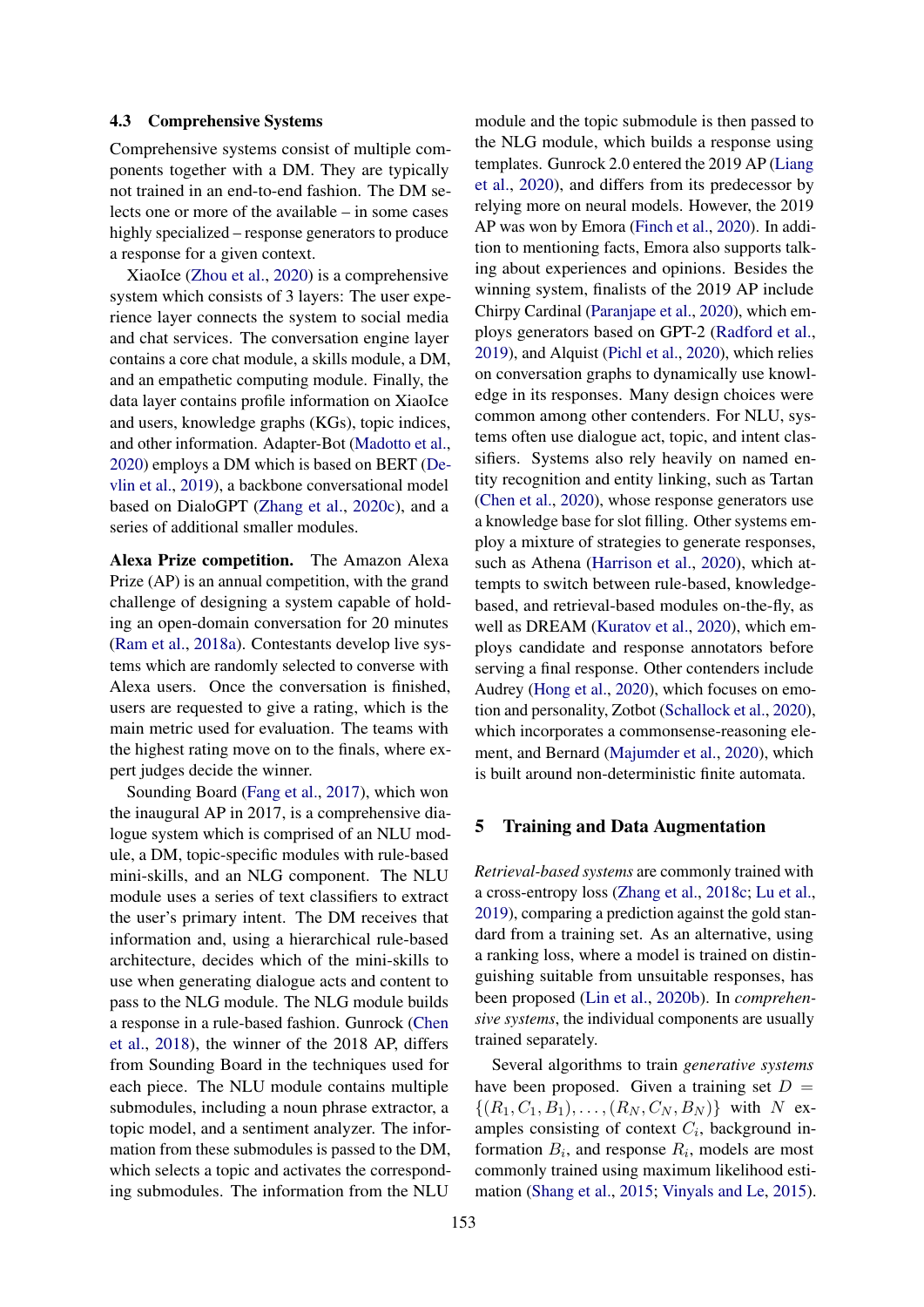### 4.3 Comprehensive Systems

Comprehensive systems consist of multiple components together with a DM. They are typically not trained in an end-to-end fashion. The DM selects one or more of the available – in some cases highly specialized – response generators to produce a response for a given context.

XiaoIce (Zhou et al., 2020) is a comprehensive system which consists of 3 layers: The user experience layer connects the system to social media and chat services. The conversation engine layer contains a core chat module, a skills module, a DM, and an empathetic computing module. Finally, the data layer contains profile information on XiaoIce and users, knowledge graphs (KGs), topic indices, and other information. Adapter-Bot (Madotto et al., 2020) employs a DM which is based on BERT (Devlin et al., 2019), a backbone conversational model based on DialoGPT (Zhang et al., 2020c), and a series of additional smaller modules.

**Alexa Prize competition.** The Amazon Alexa Prize (AP) is an annual competition, with the grand challenge of designing a system capable of holding an open-domain conversation for 20 minutes (Ram et al., 2018a). Contestants develop live systems which are randomly selected to converse with Alexa users. Once the conversation is finished, users are requested to give a rating, which is the main metric used for evaluation. The teams with the highest rating move on to the finals, where expert judges decide the winner.

Sounding Board (Fang et al., 2017), which won the inaugural AP in 2017, is a comprehensive dialogue system which is comprised of an NLU module, a DM, topic-specific modules with rule-based mini-skills, and an NLG component. The NLU module uses a series of text classifiers to extract the user's primary intent. The DM receives that information and, using a hierarchical rule-based architecture, decides which of the mini-skills to use when generating dialogue acts and content to pass to the NLG module. The NLG module builds a response in a rule-based fashion. Gunrock (Chen et al., 2018), the winner of the 2018 AP, differs from Sounding Board in the techniques used for each piece. The NLU module contains multiple submodules, including a noun phrase extractor, a topic model, and a sentiment analyzer. The information from these submodules is passed to the DM, which selects a topic and activates the corresponding submodules. The information from the NLU module and the topic submodule is then passed to the NLG module, which builds a response using templates. Gunrock 2.0 entered the 2019 AP (Liang et al., 2020), and differs from its predecessor by relying more on neural models. However, the 2019 AP was won by Emora (Finch et al., 2020). In addition to mentioning facts, Emora also supports talking about experiences and opinions. Besides the winning system, finalists of the 2019 AP include Chirpy Cardinal (Paranjape et al., 2020), which employs generators based on GPT-2 (Radford et al., 2019), and Alquist (Pichl et al., 2020), which relies on conversation graphs to dynamically use knowledge in its responses. Many design choices were common among other contenders. For NLU, systems often use dialogue act, topic, and intent classifiers. Systems also rely heavily on named entity recognition and entity linking, such as Tartan (Chen et al., 2020), whose response generators use a knowledge base for slot filling. Other systems employ a mixture of strategies to generate responses, such as Athena (Harrison et al., 2020), which attempts to switch between rule-based, knowledge-based, and retrieval-based modules on-the-fly, as well as DREAM (Kuratov et al., 2020), which employs candidate and response annotators before serving a final response. Other contenders include Audrey (Hong et al., 2020), which focuses on emotion and personality, Zotbot (Schallock et al., 2020), which incorporates a commonsense-reasoning element, and Bernard (Majumder et al., 2020), which is built around non-deterministic finite automata.

## 5 Training and Data Augmentation

*Retrieval-based systems* are commonly trained with a cross-entropy loss (Zhang et al., 2018c; Lu et al., 2019), comparing a prediction against the gold standard from a training set. As an alternative, using a ranking loss, where a model is trained on distinguishing suitable from unsuitable responses, has been proposed (Lin et al., 2020b). In *comprehensive systems*, the individual components are usually trained separately.

Several algorithms to train *generative systems* have been proposed. Given a training set $D = \{(R_1, C_1, B_1), \ldots, (R_N, C_N, B_N)\}$ with $N$ examples consisting of context $C_i$, background information $B_i$, and response $R_i$, models are most commonly trained using maximum likelihood estimation (Shang et al., 2015; Vinyals and Le, 2015).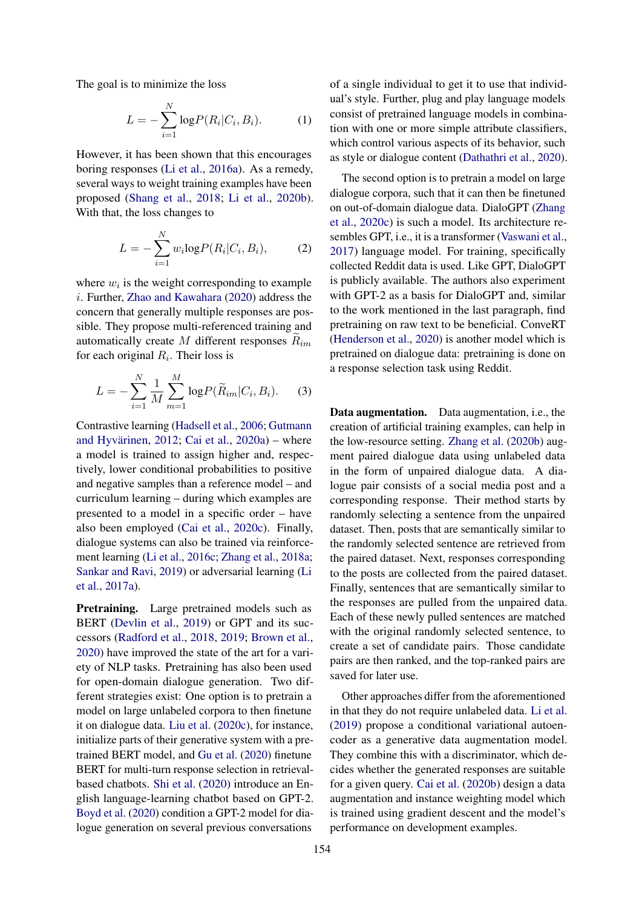The goal is to minimize the loss

$$L = -\sum_{i=1}^{N} \log P(R_i|C_i, B_i). \qquad (1)$$

However, it has been shown that this encourages boring responses (Li et al., 2016a). As a remedy, several ways to weight training examples have been proposed (Shang et al., 2018; Li et al., 2020b). With that, the loss changes to

$$L = -\sum_{i=1}^{N} w_i \log P(R_i|C_i, B_i), \qquad (2)$$

where $w_i$ is the weight corresponding to example $i$. Further, Zhao and Kawahara (2020) address the concern that generally multiple responses are possible. They propose multi-referenced training and automatically create $M$ different responses $\widetilde{R}_{im}$ for each original $R_i$. Their loss is

$$L = -\sum_{i=1}^{N} \frac{1}{M} \sum_{m=1}^{M} \log P(\widetilde{R}_{im}|C_i, B_i). \qquad (3)$$

Contrastive learning (Hadsell et al., 2006; Gutmann and Hyvärinen, 2012; Cai et al., 2020a) – where a model is trained to assign higher and, respectively, lower conditional probabilities to positive and negative samples than a reference model – and curriculum learning – during which examples are presented to a model in a specific order – have also been employed (Cai et al., 2020c). Finally, dialogue systems can also be trained via reinforcement learning (Li et al., 2016c; Zhang et al., 2018a; Sankar and Ravi, 2019) or adversarial learning (Li et al., 2017a).

**Pretraining.** Large pretrained models such as BERT (Devlin et al., 2019) or GPT and its successors (Radford et al., 2018, 2019; Brown et al., 2020) have improved the state of the art for a variety of NLP tasks. Pretraining has also been used for open-domain dialogue generation. Two different strategies exist: One option is to pretrain a model on large unlabeled corpora to then finetune it on dialogue data. Liu et al. (2020c), for instance, initialize parts of their generative system with a pretrained BERT model, and Gu et al. (2020) finetune BERT for multi-turn response selection in retrieval-based chatbots. Shi et al. (2020) introduce an English language-learning chatbot based on GPT-2. Boyd et al. (2020) condition a GPT-2 model for dialogue generation on several previous conversations of a single individual to get it to use that individual's style. Further, plug and play language models consist of pretrained language models in combination with one or more simple attribute classifiers, which control various aspects of its behavior, such as style or dialogue content (Dathathri et al., 2020).

The second option is to pretrain a model on large dialogue corpora, such that it can then be finetuned on out-of-domain dialogue data. DialoGPT (Zhang et al., 2020c) is such a model. Its architecture resembles GPT, i.e., it is a transformer (Vaswani et al., 2017) language model. For training, specifically collected Reddit data is used. Like GPT, DialoGPT is publicly available. The authors also experiment with GPT-2 as a basis for DialoGPT and, similar to the work mentioned in the last paragraph, find pretraining on raw text to be beneficial. ConveRT (Henderson et al., 2020) is another model which is pretrained on dialogue data: pretraining is done on a response selection task using Reddit.

**Data augmentation.** Data augmentation, i.e., the creation of artificial training examples, can help in the low-resource setting. Zhang et al. (2020b) augment paired dialogue data using unlabeled data in the form of unpaired dialogue data. A dialogue pair consists of a social media post and a corresponding response. Their method starts by randomly selecting a sentence from the unpaired dataset. Then, posts that are semantically similar to the randomly selected sentence are retrieved from the paired dataset. Next, responses corresponding to the posts are collected from the paired dataset. Finally, sentences that are semantically similar to the responses are pulled from the unpaired data. Each of these newly pulled sentences are matched with the original randomly selected sentence, to create a set of candidate pairs. Those candidate pairs are then ranked, and the top-ranked pairs are saved for later use.

Other approaches differ from the aforementioned in that they do not require unlabeled data. Li et al. (2019) propose a conditional variational autoencoder as a generative data augmentation model. They combine this with a discriminator, which decides whether the generated responses are suitable for a given query. Cai et al. (2020b) design a data augmentation and instance weighting model which is trained using gradient descent and the model's performance on development examples.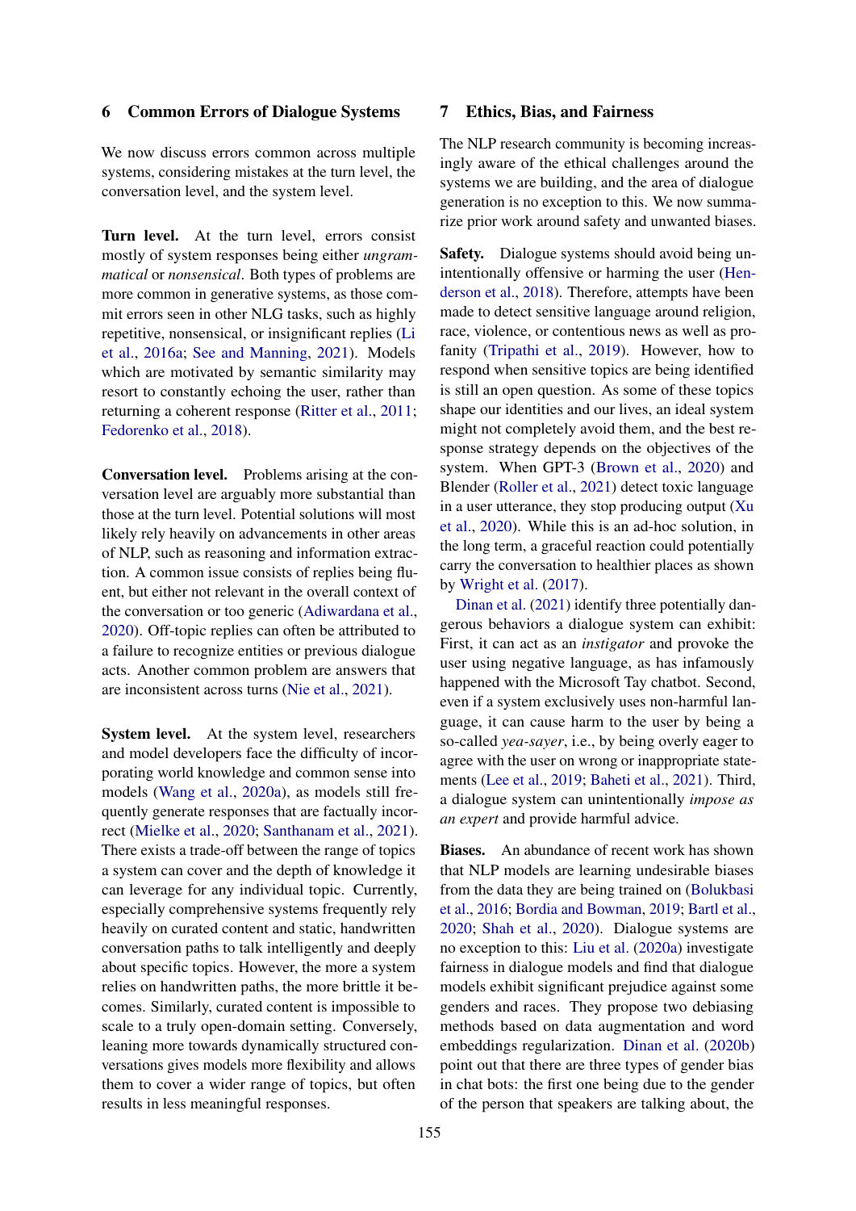## 6 Common Errors of Dialogue Systems

We now discuss errors common across multiple systems, considering mistakes at the turn level, the conversation level, and the system level.

**Turn level.** At the turn level, errors consist mostly of system responses being either *ungrammatical* or *nonsensical*. Both types of problems are more common in generative systems, as those commit errors seen in other NLG tasks, such as highly repetitive, nonsensical, or insignificant replies (Li et al., 2016a; See and Manning, 2021). Models which are motivated by semantic similarity may resort to constantly echoing the user, rather than returning a coherent response (Ritter et al., 2011; Fedorenko et al., 2018).

**Conversation level.** Problems arising at the conversation level are arguably more substantial than those at the turn level. Potential solutions will most likely rely heavily on advancements in other areas of NLP, such as reasoning and information extraction. A common issue consists of replies being fluent, but either not relevant in the overall context of the conversation or too generic (Adiwardana et al., 2020). Off-topic replies can often be attributed to a failure to recognize entities or previous dialogue acts. Another common problem are answers that are inconsistent across turns (Nie et al., 2021).

**System level.** At the system level, researchers and model developers face the difficulty of incorporating world knowledge and common sense into models (Wang et al., 2020a), as models still frequently generate responses that are factually incorrect (Mielke et al., 2020; Santhanam et al., 2021). There exists a trade-off between the range of topics a system can cover and the depth of knowledge it can leverage for any individual topic. Currently, especially comprehensive systems frequently rely heavily on curated content and static, handwritten conversation paths to talk intelligently and deeply about specific topics. However, the more a system relies on handwritten paths, the more brittle it becomes. Similarly, curated content is impossible to scale to a truly open-domain setting. Conversely, leaning more towards dynamically structured conversations gives models more flexibility and allows them to cover a wider range of topics, but often results in less meaningful responses.

## 7 Ethics, Bias, and Fairness

The NLP research community is becoming increasingly aware of the ethical challenges around the systems we are building, and the area of dialogue generation is no exception to this. We now summarize prior work around safety and unwanted biases.

**Safety.** Dialogue systems should avoid being unintentionally offensive or harming the user (Henderson et al., 2018). Therefore, attempts have been made to detect sensitive language around religion, race, violence, or contentious news as well as profanity (Tripathi et al., 2019). However, how to respond when sensitive topics are being identified is still an open question. As some of these topics shape our identities and our lives, an ideal system might not completely avoid them, and the best response strategy depends on the objectives of the system. When GPT-3 (Brown et al., 2020) and Blender (Roller et al., 2021) detect toxic language in a user utterance, they stop producing output (Xu et al., 2020). While this is an ad-hoc solution, in the long term, a graceful reaction could potentially carry the conversation to healthier places as shown by Wright et al. (2017).

Dinan et al. (2021) identify three potentially dangerous behaviors a dialogue system can exhibit: First, it can act as an *instigator* and provoke the user using negative language, as has infamously happened with the Microsoft Tay chatbot. Second, even if a system exclusively uses non-harmful language, it can cause harm to the user by being a so-called *yea-sayer*, i.e., by being overly eager to agree with the user on wrong or inappropriate statements (Lee et al., 2019; Baheti et al., 2021). Third, a dialogue system can unintentionally *impose as an expert* and provide harmful advice.

**Biases.** An abundance of recent work has shown that NLP models are learning undesirable biases from the data they are being trained on (Bolukbasi et al., 2016; Bordia and Bowman, 2019; Bartl et al., 2020; Shah et al., 2020). Dialogue systems are no exception to this: Liu et al. (2020a) investigate fairness in dialogue models and find that dialogue models exhibit significant prejudice against some genders and races. They propose two debiasing methods based on data augmentation and word embeddings regularization. Dinan et al. (2020b) point out that there are three types of gender bias in chat bots: the first one being due to the gender of the person that speakers are talking about, the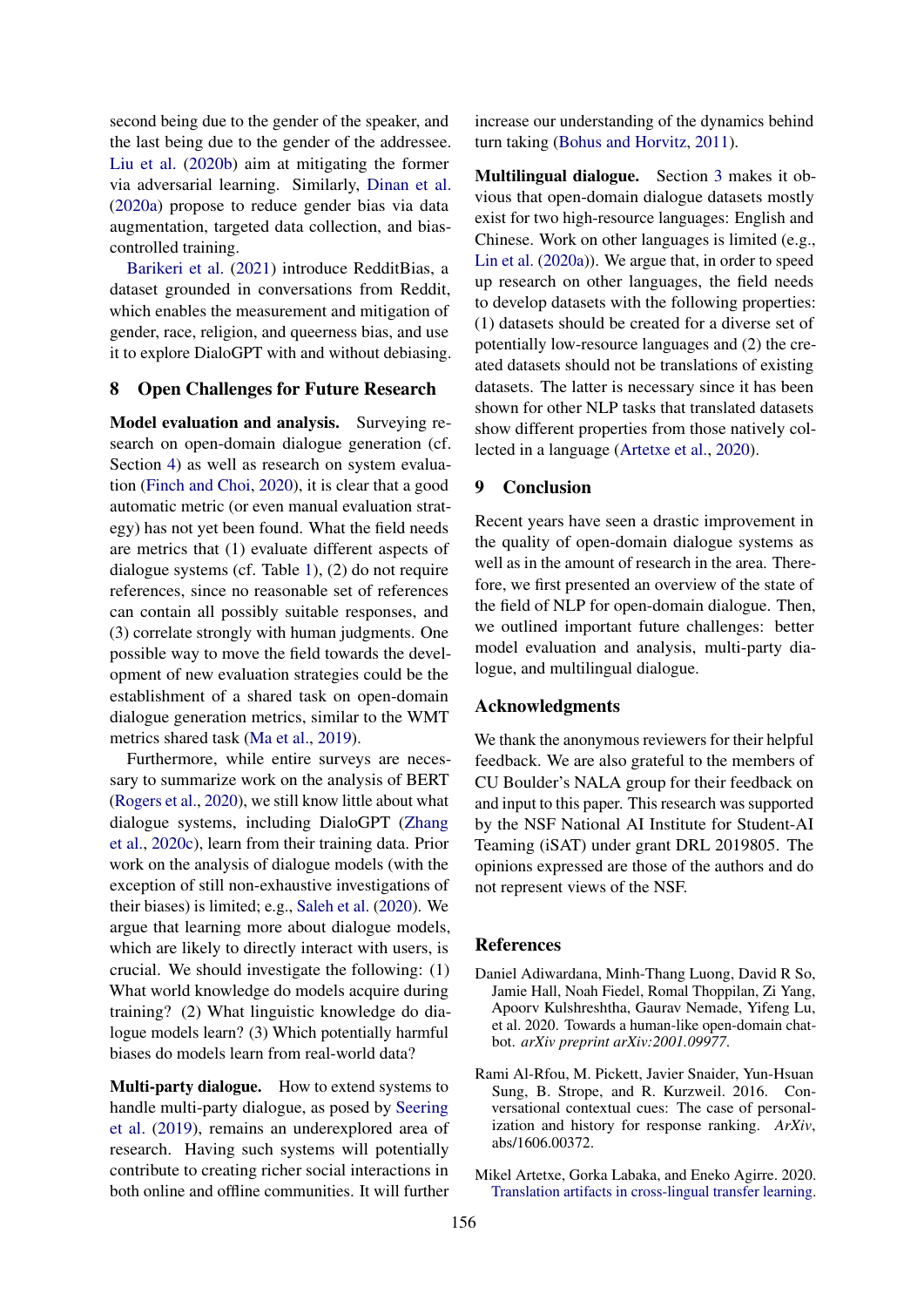second being due to the gender of the speaker, and the last being due to the gender of the addressee. Liu et al. (2020b) aim at mitigating the former via adversarial learning. Similarly, Dinan et al. (2020a) propose to reduce gender bias via data augmentation, targeted data collection, and bias-controlled training.

Barikeri et al. (2021) introduce RedditBias, a dataset grounded in conversations from Reddit, which enables the measurement and mitigation of gender, race, religion, and queerness bias, and use it to explore DialoGPT with and without debiasing.

## 8 Open Challenges for Future Research

**Model evaluation and analysis.** Surveying research on open-domain dialogue generation (cf. Section 4) as well as research on system evaluation (Finch and Choi, 2020), it is clear that a good automatic metric (or even manual evaluation strategy) has not yet been found. What the field needs are metrics that (1) evaluate different aspects of dialogue systems (cf. Table 1), (2) do not require references, since no reasonable set of references can contain all possibly suitable responses, and (3) correlate strongly with human judgments. One possible way to move the field towards the development of new evaluation strategies could be the establishment of a shared task on open-domain dialogue generation metrics, similar to the WMT metrics shared task (Ma et al., 2019).

Furthermore, while entire surveys are necessary to summarize work on the analysis of BERT (Rogers et al., 2020), we still know little about what dialogue systems, including DialoGPT (Zhang et al., 2020c), learn from their training data. Prior work on the analysis of dialogue models (with the exception of still non-exhaustive investigations of their biases) is limited; e.g., Saleh et al. (2020). We argue that learning more about dialogue models, which are likely to directly interact with users, is crucial. We should investigate the following: (1) What world knowledge do models acquire during training? (2) What linguistic knowledge do dialogue models learn? (3) Which potentially harmful biases do models learn from real-world data?

**Multi-party dialogue.** How to extend systems to handle multi-party dialogue, as posed by Seering et al. (2019), remains an underexplored area of research. Having such systems will potentially contribute to creating richer social interactions in both online and offline communities. It will further increase our understanding of the dynamics behind turn taking (Bohus and Horvitz, 2011).

**Multilingual dialogue.** Section 3 makes it obvious that open-domain dialogue datasets mostly exist for two high-resource languages: English and Chinese. Work on other languages is limited (e.g., Lin et al. (2020a)). We argue that, in order to speed up research on other languages, the field needs to develop datasets with the following properties: (1) datasets should be created for a diverse set of potentially low-resource languages and (2) the created datasets should not be translations of existing datasets. The latter is necessary since it has been shown for other NLP tasks that translated datasets show different properties from those natively collected in a language (Artetxe et al., 2020).

## 9 Conclusion

Recent years have seen a drastic improvement in the quality of open-domain dialogue systems as well as in the amount of research in the area. Therefore, we first presented an overview of the state of the field of NLP for open-domain dialogue. Then, we outlined important future challenges: better model evaluation and analysis, multi-party dialogue, and multilingual dialogue.

## Acknowledgments

We thank the anonymous reviewers for their helpful feedback. We are also grateful to the members of CU Boulder's NALA group for their feedback on and input to this paper. This research was supported by the NSF National AI Institute for Student-AI Teaming (iSAT) under grant DRL 2019805. The opinions expressed are those of the authors and do not represent views of the NSF.

## References

Daniel Adiwardana, Minh-Thang Luong, David R So, Jamie Hall, Noah Fiedel, Romal Thoppilan, Zi Yang, Apoorv Kulshreshtha, Gaurav Nemade, Yifeng Lu, et al. 2020. Towards a human-like open-domain chatbot. *arXiv preprint arXiv:2001.09977*.

Rami Al-Rfou, M. Pickett, Javier Snaider, Yun-Hsuan Sung, B. Strope, and R. Kurzweil. 2016. Conversational contextual cues: The case of personalization and history for response ranking. *ArXiv*, abs/1606.00372.

Mikel Artetxe, Gorka Labaka, and Eneko Agirre. 2020. Translation artifacts in cross-lingual transfer learning.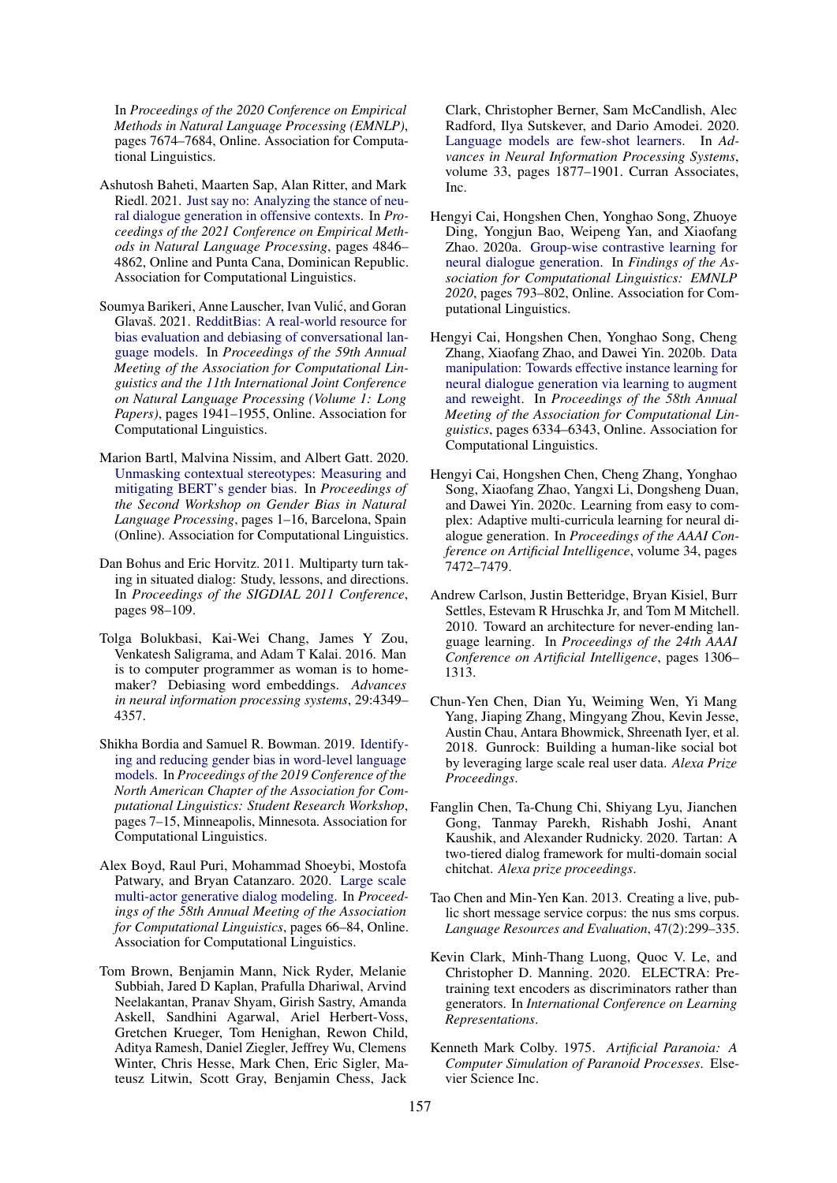In *Proceedings of the 2020 Conference on Empirical Methods in Natural Language Processing (EMNLP)*, pages 7674–7684, Online. Association for Computational Linguistics.

Ashutosh Baheti, Maarten Sap, Alan Ritter, and Mark Riedl. 2021. Just say no: Analyzing the stance of neural dialogue generation in offensive contexts. In *Proceedings of the 2021 Conference on Empirical Methods in Natural Language Processing*, pages 4846–4862, Online and Punta Cana, Dominican Republic. Association for Computational Linguistics.

Soumya Barikeri, Anne Lauscher, Ivan Vulić, and Goran Glavaš. 2021. RedditBias: A real-world resource for bias evaluation and debiasing of conversational language models. In *Proceedings of the 59th Annual Meeting of the Association for Computational Linguistics and the 11th International Joint Conference on Natural Language Processing (Volume 1: Long Papers)*, pages 1941–1955, Online. Association for Computational Linguistics.

Marion Bartl, Malvina Nissim, and Albert Gatt. 2020. Unmasking contextual stereotypes: Measuring and mitigating BERT's gender bias. In *Proceedings of the Second Workshop on Gender Bias in Natural Language Processing*, pages 1–16, Barcelona, Spain (Online). Association for Computational Linguistics.

Dan Bohus and Eric Horvitz. 2011. Multiparty turn taking in situated dialog: Study, lessons, and directions. In *Proceedings of the SIGDIAL 2011 Conference*, pages 98–109.

Tolga Bolukbasi, Kai-Wei Chang, James Y Zou, Venkatesh Saligrama, and Adam T Kalai. 2016. Man is to computer programmer as woman is to homemaker? Debiasing word embeddings. *Advances in neural information processing systems*, 29:4349–4357.

Shikha Bordia and Samuel R. Bowman. 2019. Identifying and reducing gender bias in word-level language models. In *Proceedings of the 2019 Conference of the North American Chapter of the Association for Computational Linguistics: Student Research Workshop*, pages 7–15, Minneapolis, Minnesota. Association for Computational Linguistics.

Alex Boyd, Raul Puri, Mohammad Shoeybi, Mostofa Patwary, and Bryan Catanzaro. 2020. Large scale multi-actor generative dialog modeling. In *Proceedings of the 58th Annual Meeting of the Association for Computational Linguistics*, pages 66–84, Online. Association for Computational Linguistics.

Tom Brown, Benjamin Mann, Nick Ryder, Melanie Subbiah, Jared D Kaplan, Prafulla Dhariwal, Arvind Neelakantan, Pranav Shyam, Girish Sastry, Amanda Askell, Sandhini Agarwal, Ariel Herbert-Voss, Gretchen Krueger, Tom Henighan, Rewon Child, Aditya Ramesh, Daniel Ziegler, Jeffrey Wu, Clemens Winter, Chris Hesse, Mark Chen, Eric Sigler, Mateusz Litwin, Scott Gray, Benjamin Chess, Jack Clark, Christopher Berner, Sam McCandlish, Alec Radford, Ilya Sutskever, and Dario Amodei. 2020. Language models are few-shot learners. In *Advances in Neural Information Processing Systems*, volume 33, pages 1877–1901. Curran Associates, Inc.

Hengyi Cai, Hongshen Chen, Yonghao Song, Zhuoye Ding, Yongjun Bao, Weipeng Yan, and Xiaofang Zhao. 2020a. Group-wise contrastive learning for neural dialogue generation. In *Findings of the Association for Computational Linguistics: EMNLP 2020*, pages 793–802, Online. Association for Computational Linguistics.

Hengyi Cai, Hongshen Chen, Yonghao Song, Cheng Zhang, Xiaofang Zhao, and Dawei Yin. 2020b. Data manipulation: Towards effective instance learning for neural dialogue generation via learning to augment and reweight. In *Proceedings of the 58th Annual Meeting of the Association for Computational Linguistics*, pages 6334–6343, Online. Association for Computational Linguistics.

Hengyi Cai, Hongshen Chen, Cheng Zhang, Yonghao Song, Xiaofang Zhao, Yangxi Li, Dongsheng Duan, and Dawei Yin. 2020c. Learning from easy to complex: Adaptive multi-curricula learning for neural dialogue generation. In *Proceedings of the AAAI Conference on Artificial Intelligence*, volume 34, pages 7472–7479.

Andrew Carlson, Justin Betteridge, Bryan Kisiel, Burr Settles, Estevam R Hruschka Jr, and Tom M Mitchell. 2010. Toward an architecture for never-ending language learning. In *Proceedings of the 24th AAAI Conference on Artificial Intelligence*, pages 1306–1313.

Chun-Yen Chen, Dian Yu, Weiming Wen, Yi Mang Yang, Jiaping Zhang, Mingyang Zhou, Kevin Jesse, Austin Chau, Antara Bhowmick, Shreenath Iyer, et al. 2018. Gunrock: Building a human-like social bot by leveraging large scale real user data. *Alexa Prize Proceedings*.

Fanglin Chen, Ta-Chung Chi, Shiyang Lyu, Jianchen Gong, Tanmay Parekh, Rishabh Joshi, Anant Kaushik, and Alexander Rudnicky. 2020. Tartan: A two-tiered dialog framework for multi-domain social chitchat. *Alexa prize proceedings*.

Tao Chen and Min-Yen Kan. 2013. Creating a live, public short message service corpus: the nus sms corpus. *Language Resources and Evaluation*, 47(2):299–335.

Kevin Clark, Minh-Thang Luong, Quoc V. Le, and Christopher D. Manning. 2020. ELECTRA: Pre-training text encoders as discriminators rather than generators. In *International Conference on Learning Representations*.

Kenneth Mark Colby. 1975. *Artificial Paranoia: A Computer Simulation of Paranoid Processes*. Elsevier Science Inc.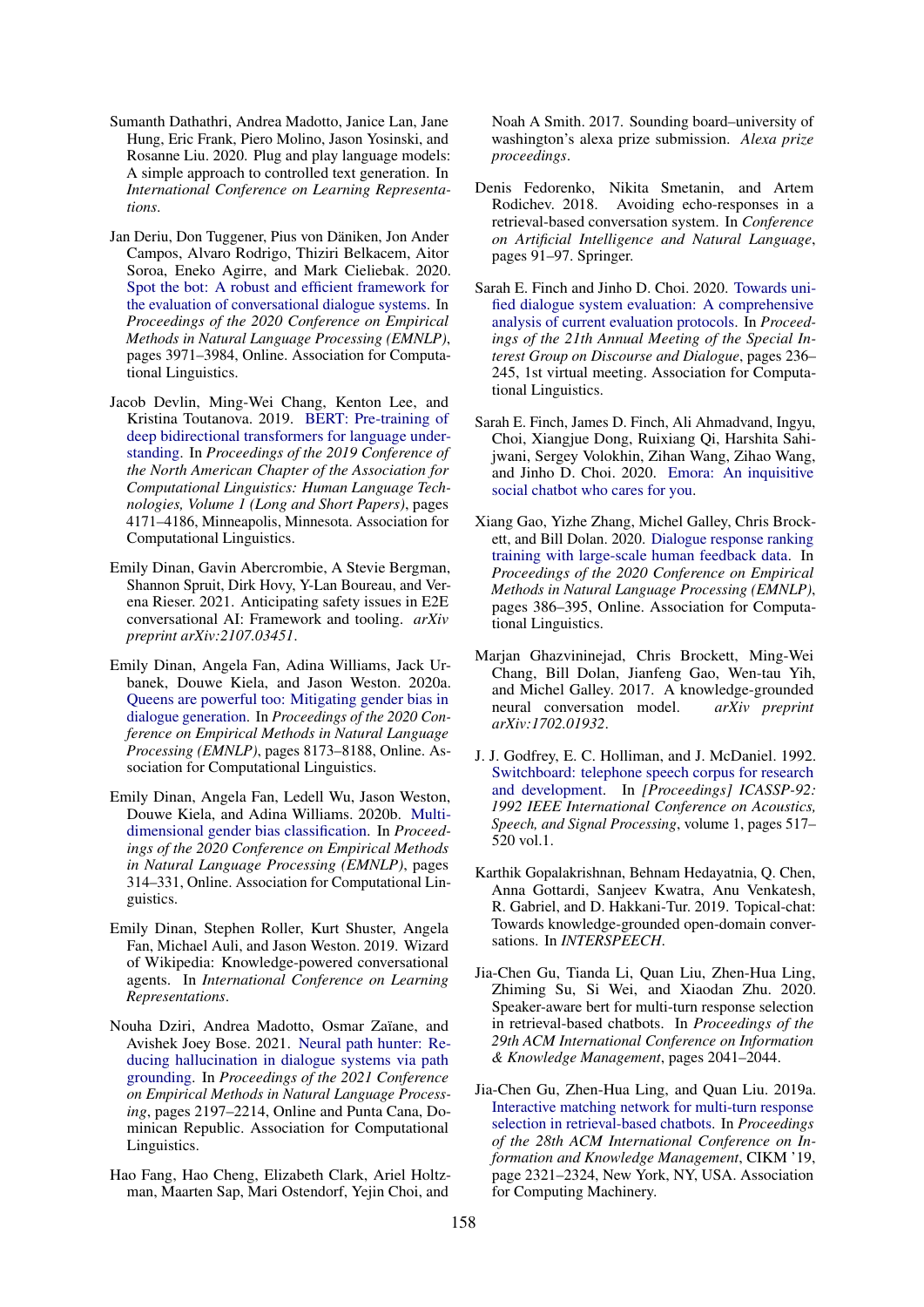Sumanth Dathathri, Andrea Madotto, Janice Lan, Jane Hung, Eric Frank, Piero Molino, Jason Yosinski, and Rosanne Liu. 2020. Plug and play language models: A simple approach to controlled text generation. In *International Conference on Learning Representations*.

Jan Deriu, Don Tuggener, Pius von Däniken, Jon Ander Campos, Alvaro Rodrigo, Thiziri Belkacem, Aitor Soroa, Eneko Agirre, and Mark Cieliebak. 2020. Spot the bot: A robust and efficient framework for the evaluation of conversational dialogue systems. In *Proceedings of the 2020 Conference on Empirical Methods in Natural Language Processing (EMNLP)*, pages 3971–3984, Online. Association for Computational Linguistics.

Jacob Devlin, Ming-Wei Chang, Kenton Lee, and Kristina Toutanova. 2019. BERT: Pre-training of deep bidirectional transformers for language understanding. In *Proceedings of the 2019 Conference of the North American Chapter of the Association for Computational Linguistics: Human Language Technologies, Volume 1 (Long and Short Papers)*, pages 4171–4186, Minneapolis, Minnesota. Association for Computational Linguistics.

Emily Dinan, Gavin Abercrombie, A Stevie Bergman, Shannon Spruit, Dirk Hovy, Y-Lan Boureau, and Verena Rieser. 2021. Anticipating safety issues in E2E conversational AI: Framework and tooling. *arXiv preprint arXiv:2107.03451*.

Emily Dinan, Angela Fan, Adina Williams, Jack Urbanek, Douwe Kiela, and Jason Weston. 2020a. Queens are powerful too: Mitigating gender bias in dialogue generation. In *Proceedings of the 2020 Conference on Empirical Methods in Natural Language Processing (EMNLP)*, pages 8173–8188, Online. Association for Computational Linguistics.

Emily Dinan, Angela Fan, Ledell Wu, Jason Weston, Douwe Kiela, and Adina Williams. 2020b. Multi-dimensional gender bias classification. In *Proceedings of the 2020 Conference on Empirical Methods in Natural Language Processing (EMNLP)*, pages 314–331, Online. Association for Computational Linguistics.

Emily Dinan, Stephen Roller, Kurt Shuster, Angela Fan, Michael Auli, and Jason Weston. 2019. Wizard of Wikipedia: Knowledge-powered conversational agents. In *International Conference on Learning Representations*.

Nouha Dziri, Andrea Madotto, Osmar Zaïane, and Avishek Joey Bose. 2021. Neural path hunter: Reducing hallucination in dialogue systems via path grounding. In *Proceedings of the 2021 Conference on Empirical Methods in Natural Language Processing*, pages 2197–2214, Online and Punta Cana, Dominican Republic. Association for Computational Linguistics.

Hao Fang, Hao Cheng, Elizabeth Clark, Ariel Holtzman, Maarten Sap, Mari Ostendorf, Yejin Choi, and Noah A Smith. 2017. Sounding board–university of washington's alexa prize submission. *Alexa prize proceedings*.

Denis Fedorenko, Nikita Smetanin, and Artem Rodichev. 2018. Avoiding echo-responses in a retrieval-based conversation system. In *Conference on Artificial Intelligence and Natural Language*, pages 91–97. Springer.

Sarah E. Finch and Jinho D. Choi. 2020. Towards unified dialogue system evaluation: A comprehensive analysis of current evaluation protocols. In *Proceedings of the 21th Annual Meeting of the Special Interest Group on Discourse and Dialogue*, pages 236–245, 1st virtual meeting. Association for Computational Linguistics.

Sarah E. Finch, James D. Finch, Ali Ahmadvand, Ingyu, Choi, Xiangjue Dong, Ruixiang Qi, Harshita Sahijwani, Sergey Volokhin, Zihan Wang, Zihao Wang, and Jinho D. Choi. 2020. Emora: An inquisitive social chatbot who cares for you.

Xiang Gao, Yizhe Zhang, Michel Galley, Chris Brockett, and Bill Dolan. 2020. Dialogue response ranking training with large-scale human feedback data. In *Proceedings of the 2020 Conference on Empirical Methods in Natural Language Processing (EMNLP)*, pages 386–395, Online. Association for Computational Linguistics.

Marjan Ghazvininejad, Chris Brockett, Ming-Wei Chang, Bill Dolan, Jianfeng Gao, Wen-tau Yih, and Michel Galley. 2017. A knowledge-grounded neural conversation model. *arXiv preprint arXiv:1702.01932*.

J. J. Godfrey, E. C. Holliman, and J. McDaniel. 1992. Switchboard: telephone speech corpus for research and development. In *[Proceedings] ICASSP-92: 1992 IEEE International Conference on Acoustics, Speech, and Signal Processing*, volume 1, pages 517–520 vol.1.

Karthik Gopalakrishnan, Behnam Hedayatnia, Q. Chen, Anna Gottardi, Sanjeev Kwatra, Anu Venkatesh, R. Gabriel, and D. Hakkani-Tur. 2019. Topical-chat: Towards knowledge-grounded open-domain conversations. In *INTERSPEECH*.

Jia-Chen Gu, Tianda Li, Quan Liu, Zhen-Hua Ling, Zhiming Su, Si Wei, and Xiaodan Zhu. 2020. Speaker-aware bert for multi-turn response selection in retrieval-based chatbots. In *Proceedings of the 29th ACM International Conference on Information & Knowledge Management*, pages 2041–2044.

Jia-Chen Gu, Zhen-Hua Ling, and Quan Liu. 2019a. Interactive matching network for multi-turn response selection in retrieval-based chatbots. In *Proceedings of the 28th ACM International Conference on Information and Knowledge Management*, CIKM '19, page 2321–2324, New York, NY, USA. Association for Computing Machinery.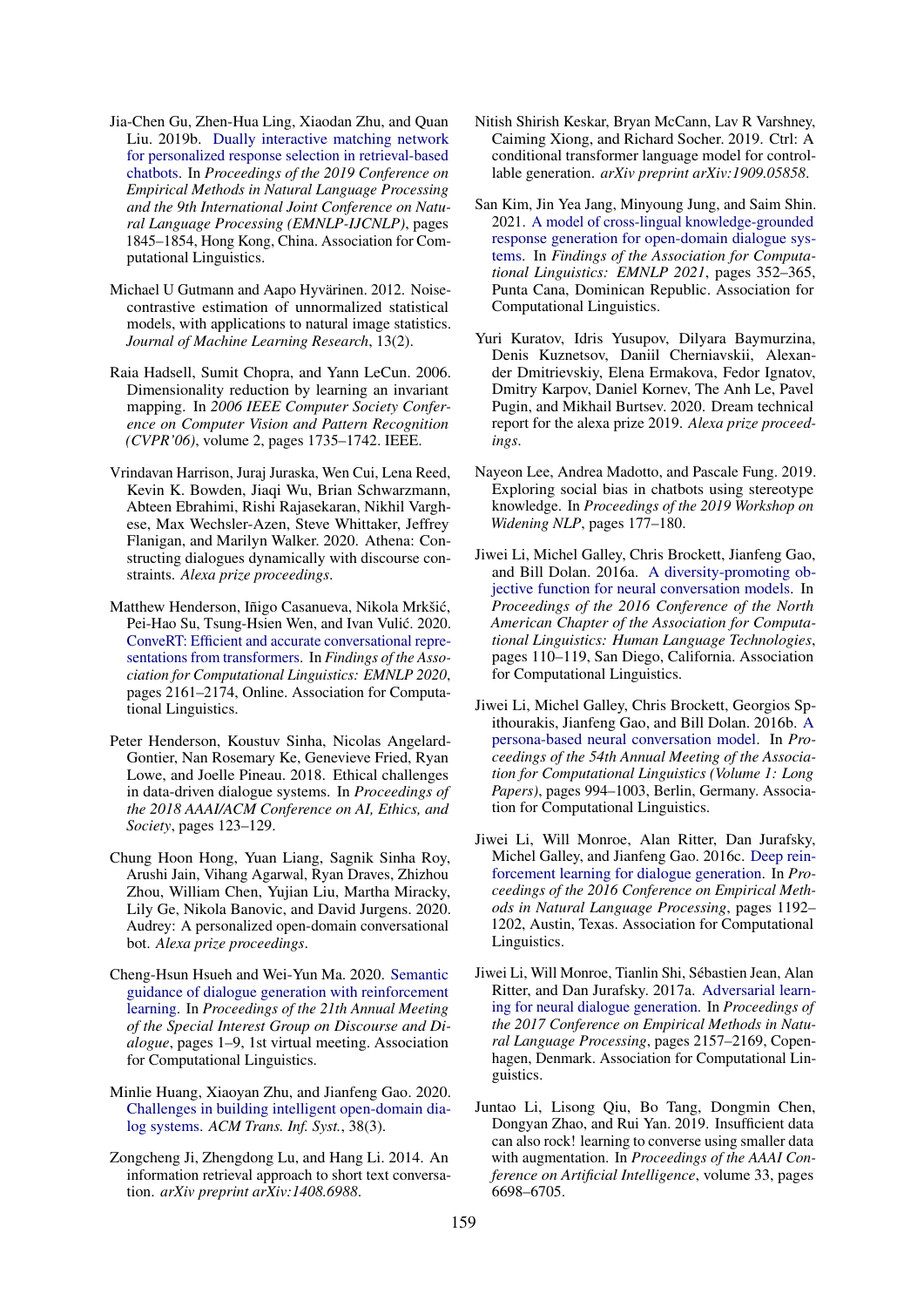Jia-Chen Gu, Zhen-Hua Ling, Xiaodan Zhu, and Quan Liu. 2019b. Dually interactive matching network for personalized response selection in retrieval-based chatbots. In *Proceedings of the 2019 Conference on Empirical Methods in Natural Language Processing and the 9th International Joint Conference on Natural Language Processing (EMNLP-IJCNLP)*, pages 1845–1854, Hong Kong, China. Association for Computational Linguistics.

Michael U Gutmann and Aapo Hyvärinen. 2012. Noise-contrastive estimation of unnormalized statistical models, with applications to natural image statistics. *Journal of Machine Learning Research*, 13(2).

Raia Hadsell, Sumit Chopra, and Yann LeCun. 2006. Dimensionality reduction by learning an invariant mapping. In *2006 IEEE Computer Society Conference on Computer Vision and Pattern Recognition (CVPR'06)*, volume 2, pages 1735–1742. IEEE.

Vrindavan Harrison, Juraj Juraska, Wen Cui, Lena Reed, Kevin K. Bowden, Jiaqi Wu, Brian Schwarzmann, Abteen Ebrahimi, Rishi Rajasekaran, Nikhil Varghese, Max Wechsler-Azen, Steve Whittaker, Jeffrey Flanigan, and Marilyn Walker. 2020. Athena: Constructing dialogues dynamically with discourse constraints. *Alexa prize proceedings*.

Matthew Henderson, Iñigo Casanueva, Nikola Mrkšić, Pei-Hao Su, Tsung-Hsien Wen, and Ivan Vulić. 2020. ConveRT: Efficient and accurate conversational representations from transformers. In *Findings of the Association for Computational Linguistics: EMNLP 2020*, pages 2161–2174, Online. Association for Computational Linguistics.

Peter Henderson, Koustuv Sinha, Nicolas Angelard-Gontier, Nan Rosemary Ke, Genevieve Fried, Ryan Lowe, and Joelle Pineau. 2018. Ethical challenges in data-driven dialogue systems. In *Proceedings of the 2018 AAAI/ACM Conference on AI, Ethics, and Society*, pages 123–129.

Chung Hoon Hong, Yuan Liang, Sagnik Sinha Roy, Arushi Jain, Vihang Agarwal, Ryan Draves, Zhizhou Zhou, William Chen, Yujian Liu, Martha Miracky, Lily Ge, Nikola Banovic, and David Jurgens. 2020. Audrey: A personalized open-domain conversational bot. *Alexa prize proceedings*.

Cheng-Hsun Hsueh and Wei-Yun Ma. 2020. Semantic guidance of dialogue generation with reinforcement learning. In *Proceedings of the 21th Annual Meeting of the Special Interest Group on Discourse and Dialogue*, pages 1–9, 1st virtual meeting. Association for Computational Linguistics.

Minlie Huang, Xiaoyan Zhu, and Jianfeng Gao. 2020. Challenges in building intelligent open-domain dialog systems. *ACM Trans. Inf. Syst.*, 38(3).

Zongcheng Ji, Zhengdong Lu, and Hang Li. 2014. An information retrieval approach to short text conversation. *arXiv preprint arXiv:1408.6988*.

Nitish Shirish Keskar, Bryan McCann, Lav R Varshney, Caiming Xiong, and Richard Socher. 2019. Ctrl: A conditional transformer language model for controllable generation. *arXiv preprint arXiv:1909.05858*.

San Kim, Jin Yea Jang, Minyoung Jung, and Saim Shin. 2021. A model of cross-lingual knowledge-grounded response generation for open-domain dialogue systems. In *Findings of the Association for Computational Linguistics: EMNLP 2021*, pages 352–365, Punta Cana, Dominican Republic. Association for Computational Linguistics.

Yuri Kuratov, Idris Yusupov, Dilyara Baymurzina, Denis Kuznetsov, Daniil Cherniavskii, Alexander Dmitrievskiy, Elena Ermakova, Fedor Ignatov, Dmitry Karpov, Daniel Kornev, The Anh Le, Pavel Pugin, and Mikhail Burtsev. 2020. Dream technical report for the alexa prize 2019. *Alexa prize proceedings*.

Nayeon Lee, Andrea Madotto, and Pascale Fung. 2019. Exploring social bias in chatbots using stereotype knowledge. In *Proceedings of the 2019 Workshop on Widening NLP*, pages 177–180.

Jiwei Li, Michel Galley, Chris Brockett, Jianfeng Gao, and Bill Dolan. 2016a. A diversity-promoting objective function for neural conversation models. In *Proceedings of the 2016 Conference of the North American Chapter of the Association for Computational Linguistics: Human Language Technologies*, pages 110–119, San Diego, California. Association for Computational Linguistics.

Jiwei Li, Michel Galley, Chris Brockett, Georgios Spithourakis, Jianfeng Gao, and Bill Dolan. 2016b. A persona-based neural conversation model. In *Proceedings of the 54th Annual Meeting of the Association for Computational Linguistics (Volume 1: Long Papers)*, pages 994–1003, Berlin, Germany. Association for Computational Linguistics.

Jiwei Li, Will Monroe, Alan Ritter, Dan Jurafsky, Michel Galley, and Jianfeng Gao. 2016c. Deep reinforcement learning for dialogue generation. In *Proceedings of the 2016 Conference on Empirical Methods in Natural Language Processing*, pages 1192–1202, Austin, Texas. Association for Computational Linguistics.

Jiwei Li, Will Monroe, Tianlin Shi, Sébastien Jean, Alan Ritter, and Dan Jurafsky. 2017a. Adversarial learning for neural dialogue generation. In *Proceedings of the 2017 Conference on Empirical Methods in Natural Language Processing*, pages 2157–2169, Copenhagen, Denmark. Association for Computational Linguistics.

Juntao Li, Lisong Qiu, Bo Tang, Dongmin Chen, Dongyan Zhao, and Rui Yan. 2019. Insufficient data can also rock! learning to converse using smaller data with augmentation. In *Proceedings of the AAAI Conference on Artificial Intelligence*, volume 33, pages 6698–6705.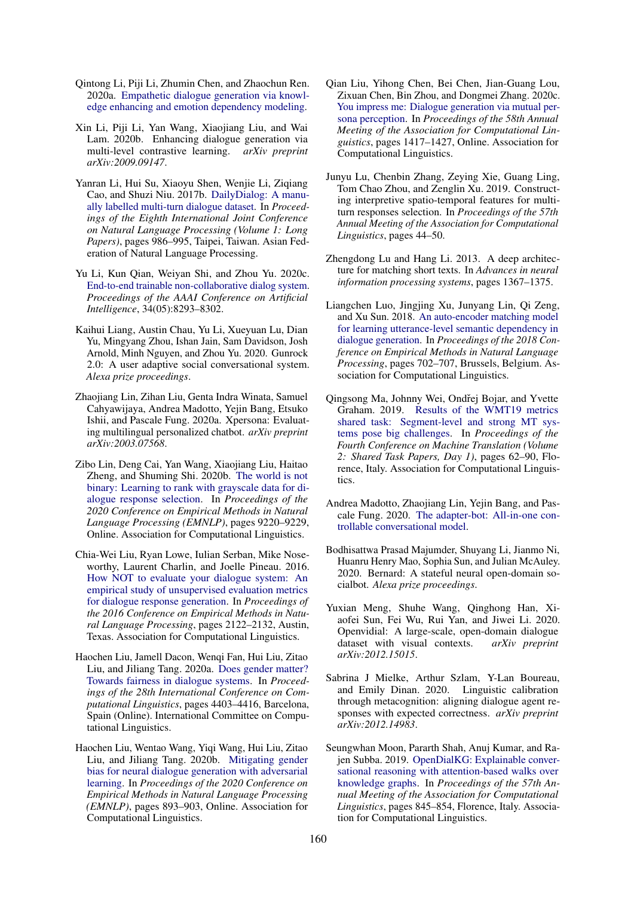Qintong Li, Piji Li, Zhumin Chen, and Zhaochun Ren. 2020a. Empathetic dialogue generation via knowledge enhancing and emotion dependency modeling.

Xin Li, Piji Li, Yan Wang, Xiaojiang Liu, and Wai Lam. 2020b. Enhancing dialogue generation via multi-level contrastive learning. *arXiv preprint arXiv:2009.09147*.

Yanran Li, Hui Su, Xiaoyu Shen, Wenjie Li, Ziqiang Cao, and Shuzi Niu. 2017b. DailyDialog: A manually labelled multi-turn dialogue dataset. In *Proceedings of the Eighth International Joint Conference on Natural Language Processing (Volume 1: Long Papers)*, pages 986–995, Taipei, Taiwan. Asian Federation of Natural Language Processing.

Yu Li, Kun Qian, Weiyan Shi, and Zhou Yu. 2020c. End-to-end trainable non-collaborative dialog system. *Proceedings of the AAAI Conference on Artificial Intelligence*, 34(05):8293–8302.

Kaihui Liang, Austin Chau, Yu Li, Xueyuan Lu, Dian Yu, Mingyang Zhou, Ishan Jain, Sam Davidson, Josh Arnold, Minh Nguyen, and Zhou Yu. 2020. Gunrock 2.0: A user adaptive social conversational system. *Alexa prize proceedings*.

Zhaojiang Lin, Zihan Liu, Genta Indra Winata, Samuel Cahyawijaya, Andrea Madotto, Yejin Bang, Etsuko Ishii, and Pascale Fung. 2020a. Xpersona: Evaluating multilingual personalized chatbot. *arXiv preprint arXiv:2003.07568*.

Zibo Lin, Deng Cai, Yan Wang, Xiaojiang Liu, Haitao Zheng, and Shuming Shi. 2020b. The world is not binary: Learning to rank with grayscale data for dialogue response selection. In *Proceedings of the 2020 Conference on Empirical Methods in Natural Language Processing (EMNLP)*, pages 9220–9229, Online. Association for Computational Linguistics.

Chia-Wei Liu, Ryan Lowe, Iulian Serban, Mike Noseworthy, Laurent Charlin, and Joelle Pineau. 2016. How NOT to evaluate your dialogue system: An empirical study of unsupervised evaluation metrics for dialogue response generation. In *Proceedings of the 2016 Conference on Empirical Methods in Natural Language Processing*, pages 2122–2132, Austin, Texas. Association for Computational Linguistics.

Haochen Liu, Jamell Dacon, Wenqi Fan, Hui Liu, Zitao Liu, and Jiliang Tang. 2020a. Does gender matter? Towards fairness in dialogue systems. In *Proceedings of the 28th International Conference on Computational Linguistics*, pages 4403–4416, Barcelona, Spain (Online). International Committee on Computational Linguistics.

Haochen Liu, Wentao Wang, Yiqi Wang, Hui Liu, Zitao Liu, and Jiliang Tang. 2020b. Mitigating gender bias for neural dialogue generation with adversarial learning. In *Proceedings of the 2020 Conference on Empirical Methods in Natural Language Processing (EMNLP)*, pages 893–903, Online. Association for Computational Linguistics.

Qian Liu, Yihong Chen, Bei Chen, Jian-Guang Lou, Zixuan Chen, Bin Zhou, and Dongmei Zhang. 2020c. You impress me: Dialogue generation via mutual persona perception. In *Proceedings of the 58th Annual Meeting of the Association for Computational Linguistics*, pages 1417–1427, Online. Association for Computational Linguistics.

Junyu Lu, Chenbin Zhang, Zeying Xie, Guang Ling, Tom Chao Zhou, and Zenglin Xu. 2019. Constructing interpretive spatio-temporal features for multi-turn responses selection. In *Proceedings of the 57th Annual Meeting of the Association for Computational Linguistics*, pages 44–50.

Zhengdong Lu and Hang Li. 2013. A deep architecture for matching short texts. In *Advances in neural information processing systems*, pages 1367–1375.

Liangchen Luo, Jingjing Xu, Junyang Lin, Qi Zeng, and Xu Sun. 2018. An auto-encoder matching model for learning utterance-level semantic dependency in dialogue generation. In *Proceedings of the 2018 Conference on Empirical Methods in Natural Language Processing*, pages 702–707, Brussels, Belgium. Association for Computational Linguistics.

Qingsong Ma, Johnny Wei, Ondřej Bojar, and Yvette Graham. 2019. Results of the WMT19 metrics shared task: Segment-level and strong MT systems pose big challenges. In *Proceedings of the Fourth Conference on Machine Translation (Volume 2: Shared Task Papers, Day 1)*, pages 62–90, Florence, Italy. Association for Computational Linguistics.

Andrea Madotto, Zhaojiang Lin, Yejin Bang, and Pascale Fung. 2020. The adapter-bot: All-in-one controllable conversational model.

Bodhisattwa Prasad Majumder, Shuyang Li, Jianmo Ni, Huanru Henry Mao, Sophia Sun, and Julian McAuley. 2020. Bernard: A stateful neural open-domain socialbot. *Alexa prize proceedings*.

Yuxian Meng, Shuhe Wang, Qinghong Han, Xiaofei Sun, Fei Wu, Rui Yan, and Jiwei Li. 2020. Openvidial: A large-scale, open-domain dialogue dataset with visual contexts. *arXiv preprint arXiv:2012.15015*.

Sabrina J Mielke, Arthur Szlam, Y-Lan Boureau, and Emily Dinan. 2020. Linguistic calibration through metacognition: aligning dialogue agent responses with expected correctness. *arXiv preprint arXiv:2012.14983*.

Seungwhan Moon, Pararth Shah, Anuj Kumar, and Rajen Subba. 2019. OpenDialKG: Explainable conversational reasoning with attention-based walks over knowledge graphs. In *Proceedings of the 57th Annual Meeting of the Association for Computational Linguistics*, pages 845–854, Florence, Italy. Association for Computational Linguistics.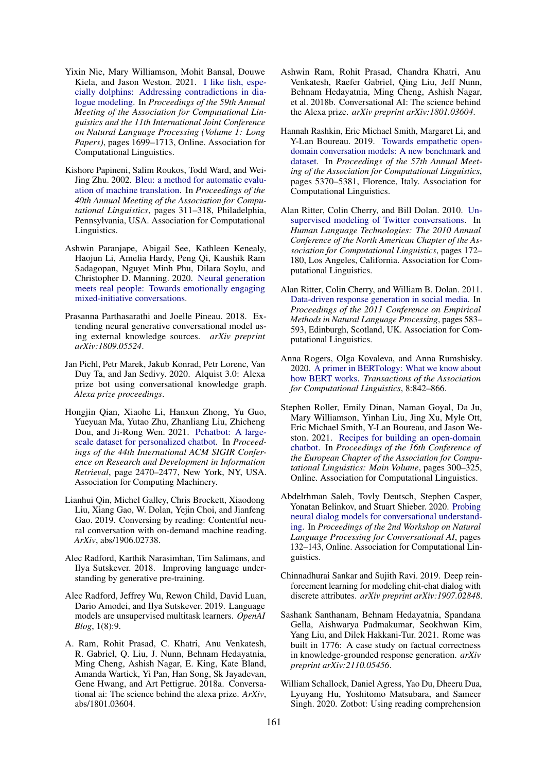Yixin Nie, Mary Williamson, Mohit Bansal, Douwe Kiela, and Jason Weston. 2021. I like fish, especially dolphins: Addressing contradictions in dialogue modeling. In *Proceedings of the 59th Annual Meeting of the Association for Computational Linguistics and the 11th International Joint Conference on Natural Language Processing (Volume 1: Long Papers)*, pages 1699–1713, Online. Association for Computational Linguistics.

Kishore Papineni, Salim Roukos, Todd Ward, and Wei-Jing Zhu. 2002. Bleu: a method for automatic evaluation of machine translation. In *Proceedings of the 40th Annual Meeting of the Association for Computational Linguistics*, pages 311–318, Philadelphia, Pennsylvania, USA. Association for Computational Linguistics.

Ashwin Paranjape, Abigail See, Kathleen Kenealy, Haojun Li, Amelia Hardy, Peng Qi, Kaushik Ram Sadagopan, Nguyet Minh Phu, Dilara Soylu, and Christopher D. Manning. 2020. Neural generation meets real people: Towards emotionally engaging mixed-initiative conversations.

Prasanna Parthasarathi and Joelle Pineau. 2018. Extending neural generative conversational model using external knowledge sources. *arXiv preprint arXiv:1809.05524*.

Jan Pichl, Petr Marek, Jakub Konrad, Petr Lorenc, Van Duy Ta, and Jan Sedivy. 2020. Alquist 3.0: Alexa prize bot using conversational knowledge graph. *Alexa prize proceedings*.

Hongjin Qian, Xiaohe Li, Hanxun Zhong, Yu Guo, Yueyuan Ma, Yutao Zhu, Zhanliang Liu, Zhicheng Dou, and Ji-Rong Wen. 2021. Pchatbot: A large-scale dataset for personalized chatbot. In *Proceedings of the 44th International ACM SIGIR Conference on Research and Development in Information Retrieval*, page 2470–2477, New York, NY, USA. Association for Computing Machinery.

Lianhui Qin, Michel Galley, Chris Brockett, Xiaodong Liu, Xiang Gao, W. Dolan, Yejin Choi, and Jianfeng Gao. 2019. Conversing by reading: Contentful neural conversation with on-demand machine reading. *ArXiv*, abs/1906.02738.

Alec Radford, Karthik Narasimhan, Tim Salimans, and Ilya Sutskever. 2018. Improving language understanding by generative pre-training.

Alec Radford, Jeffrey Wu, Rewon Child, David Luan, Dario Amodei, and Ilya Sutskever. 2019. Language models are unsupervised multitask learners. *OpenAI Blog*, 1(8):9.

A. Ram, Rohit Prasad, C. Khatri, Anu Venkatesh, R. Gabriel, Q. Liu, J. Nunn, Behnam Hedayatnia, Ming Cheng, Ashish Nagar, E. King, Kate Bland, Amanda Wartick, Yi Pan, Han Song, Sk Jayadevan, Gene Hwang, and Art Pettigrue. 2018a. Conversational ai: The science behind the alexa prize. *ArXiv*, abs/1801.03604.

Ashwin Ram, Rohit Prasad, Chandra Khatri, Anu Venkatesh, Raefer Gabriel, Qing Liu, Jeff Nunn, Behnam Hedayatnia, Ming Cheng, Ashish Nagar, et al. 2018b. Conversational AI: The science behind the Alexa prize. *arXiv preprint arXiv:1801.03604*.

Hannah Rashkin, Eric Michael Smith, Margaret Li, and Y-Lan Boureau. 2019. Towards empathetic open-domain conversation models: A new benchmark and dataset. In *Proceedings of the 57th Annual Meeting of the Association for Computational Linguistics*, pages 5370–5381, Florence, Italy. Association for Computational Linguistics.

Alan Ritter, Colin Cherry, and Bill Dolan. 2010. Unsupervised modeling of Twitter conversations. In *Human Language Technologies: The 2010 Annual Conference of the North American Chapter of the Association for Computational Linguistics*, pages 172–180, Los Angeles, California. Association for Computational Linguistics.

Alan Ritter, Colin Cherry, and William B. Dolan. 2011. Data-driven response generation in social media. In *Proceedings of the 2011 Conference on Empirical Methods in Natural Language Processing*, pages 583–593, Edinburgh, Scotland, UK. Association for Computational Linguistics.

Anna Rogers, Olga Kovaleva, and Anna Rumshisky. 2020. A primer in BERTology: What we know about how BERT works. *Transactions of the Association for Computational Linguistics*, 8:842–866.

Stephen Roller, Emily Dinan, Naman Goyal, Da Ju, Mary Williamson, Yinhan Liu, Jing Xu, Myle Ott, Eric Michael Smith, Y-Lan Boureau, and Jason Weston. 2021. Recipes for building an open-domain chatbot. In *Proceedings of the 16th Conference of the European Chapter of the Association for Computational Linguistics: Main Volume*, pages 300–325, Online. Association for Computational Linguistics.

Abdelrhman Saleh, Tovly Deutsch, Stephen Casper, Yonatan Belinkov, and Stuart Shieber. 2020. Probing neural dialog models for conversational understanding. In *Proceedings of the 2nd Workshop on Natural Language Processing for Conversational AI*, pages 132–143, Online. Association for Computational Linguistics.

Chinnadhurai Sankar and Sujith Ravi. 2019. Deep reinforcement learning for modeling chit-chat dialog with discrete attributes. *arXiv preprint arXiv:1907.02848*.

Sashank Santhanam, Behnam Hedayatnia, Spandana Gella, Aishwarya Padmakumar, Seokhwan Kim, Yang Liu, and Dilek Hakkani-Tur. 2021. Rome was built in 1776: A case study on factual correctness in knowledge-grounded response generation. *arXiv preprint arXiv:2110.05456*.

William Schallock, Daniel Agress, Yao Du, Dheeru Dua, Lyuyang Hu, Yoshitomo Matsubara, and Sameer Singh. 2020. Zotbot: Using reading comprehension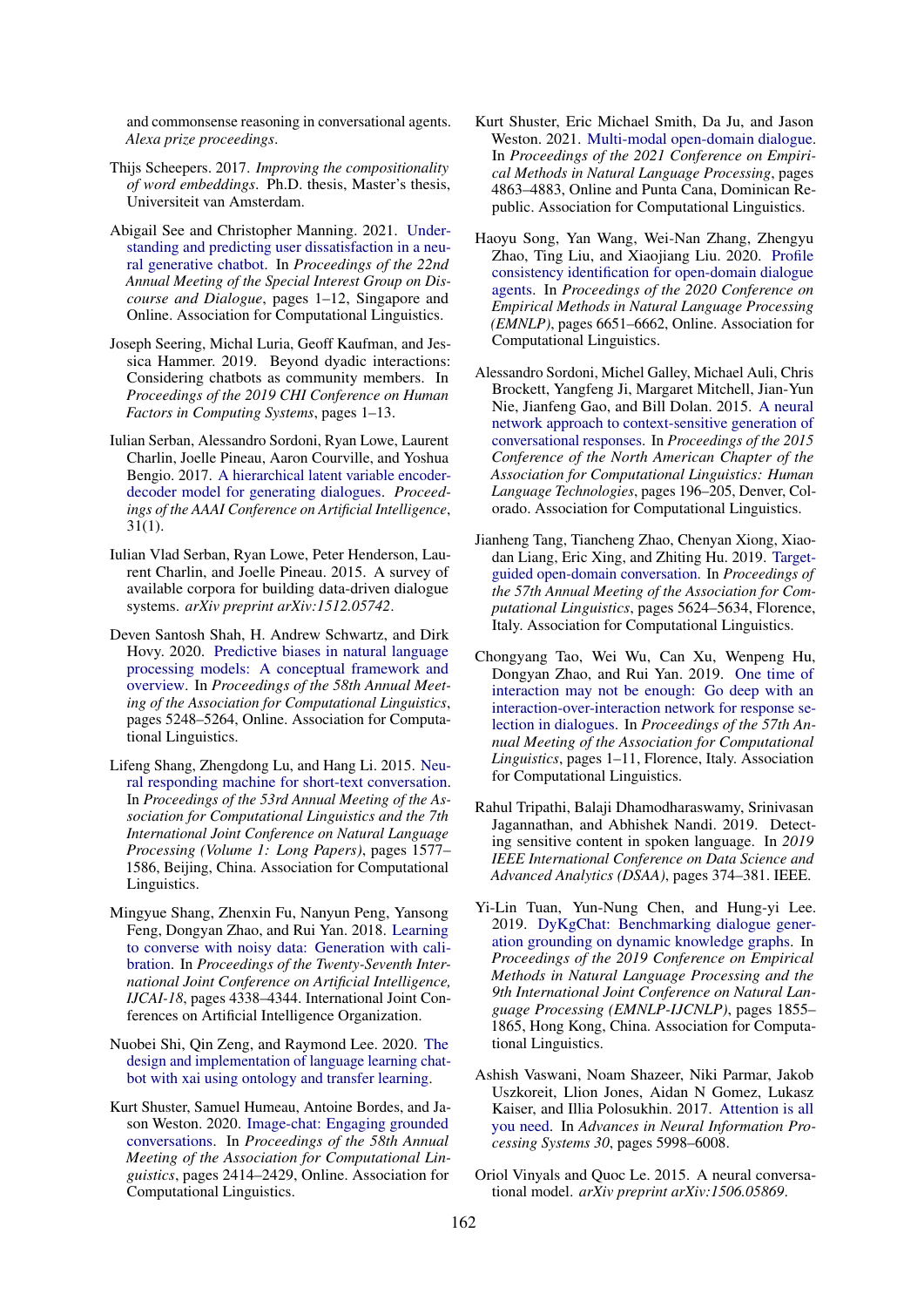and commonsense reasoning in conversational agents. *Alexa prize proceedings*.

Thijs Scheepers. 2017. *Improving the compositionality of word embeddings*. Ph.D. thesis, Master's thesis, Universiteit van Amsterdam.

Abigail See and Christopher Manning. 2021. Understanding and predicting user dissatisfaction in a neural generative chatbot. In *Proceedings of the 22nd Annual Meeting of the Special Interest Group on Discourse and Dialogue*, pages 1–12, Singapore and Online. Association for Computational Linguistics.

Joseph Seering, Michal Luria, Geoff Kaufman, and Jessica Hammer. 2019. Beyond dyadic interactions: Considering chatbots as community members. In *Proceedings of the 2019 CHI Conference on Human Factors in Computing Systems*, pages 1–13.

Iulian Serban, Alessandro Sordoni, Ryan Lowe, Laurent Charlin, Joelle Pineau, Aaron Courville, and Yoshua Bengio. 2017. A hierarchical latent variable encoder-decoder model for generating dialogues. *Proceedings of the AAAI Conference on Artificial Intelligence*, 31(1).

Iulian Vlad Serban, Ryan Lowe, Peter Henderson, Laurent Charlin, and Joelle Pineau. 2015. A survey of available corpora for building data-driven dialogue systems. *arXiv preprint arXiv:1512.05742*.

Deven Santosh Shah, H. Andrew Schwartz, and Dirk Hovy. 2020. Predictive biases in natural language processing models: A conceptual framework and overview. In *Proceedings of the 58th Annual Meeting of the Association for Computational Linguistics*, pages 5248–5264, Online. Association for Computational Linguistics.

Lifeng Shang, Zhengdong Lu, and Hang Li. 2015. Neural responding machine for short-text conversation. In *Proceedings of the 53rd Annual Meeting of the Association for Computational Linguistics and the 7th International Joint Conference on Natural Language Processing (Volume 1: Long Papers)*, pages 1577–1586, Beijing, China. Association for Computational Linguistics.

Mingyue Shang, Zhenxin Fu, Nanyun Peng, Yansong Feng, Dongyan Zhao, and Rui Yan. 2018. Learning to converse with noisy data: Generation with calibration. In *Proceedings of the Twenty-Seventh International Joint Conference on Artificial Intelligence, IJCAI-18*, pages 4338–4344. International Joint Conferences on Artificial Intelligence Organization.

Nuobei Shi, Qin Zeng, and Raymond Lee. 2020. The design and implementation of language learning chatbot with xai using ontology and transfer learning.

Kurt Shuster, Samuel Humeau, Antoine Bordes, and Jason Weston. 2020. Image-chat: Engaging grounded conversations. In *Proceedings of the 58th Annual Meeting of the Association for Computational Linguistics*, pages 2414–2429, Online. Association for Computational Linguistics.

Kurt Shuster, Eric Michael Smith, Da Ju, and Jason Weston. 2021. Multi-modal open-domain dialogue. In *Proceedings of the 2021 Conference on Empirical Methods in Natural Language Processing*, pages 4863–4883, Online and Punta Cana, Dominican Republic. Association for Computational Linguistics.

Haoyu Song, Yan Wang, Wei-Nan Zhang, Zhengyu Zhao, Ting Liu, and Xiaojiang Liu. 2020. Profile consistency identification for open-domain dialogue agents. In *Proceedings of the 2020 Conference on Empirical Methods in Natural Language Processing (EMNLP)*, pages 6651–6662, Online. Association for Computational Linguistics.

Alessandro Sordoni, Michel Galley, Michael Auli, Chris Brockett, Yangfeng Ji, Margaret Mitchell, Jian-Yun Nie, Jianfeng Gao, and Bill Dolan. 2015. A neural network approach to context-sensitive generation of conversational responses. In *Proceedings of the 2015 Conference of the North American Chapter of the Association for Computational Linguistics: Human Language Technologies*, pages 196–205, Denver, Colorado. Association for Computational Linguistics.

Jianheng Tang, Tiancheng Zhao, Chenyan Xiong, Xiaodan Liang, Eric Xing, and Zhiting Hu. 2019. Target-guided open-domain conversation. In *Proceedings of the 57th Annual Meeting of the Association for Computational Linguistics*, pages 5624–5634, Florence, Italy. Association for Computational Linguistics.

Chongyang Tao, Wei Wu, Can Xu, Wenpeng Hu, Dongyan Zhao, and Rui Yan. 2019. One time of interaction may not be enough: Go deep with an interaction-over-interaction network for response selection in dialogues. In *Proceedings of the 57th Annual Meeting of the Association for Computational Linguistics*, pages 1–11, Florence, Italy. Association for Computational Linguistics.

Rahul Tripathi, Balaji Dhamodharaswamy, Srinivasan Jagannathan, and Abhishek Nandi. 2019. Detecting sensitive content in spoken language. In *2019 IEEE International Conference on Data Science and Advanced Analytics (DSAA)*, pages 374–381. IEEE.

Yi-Lin Tuan, Yun-Nung Chen, and Hung-yi Lee. 2019. DyKgChat: Benchmarking dialogue generation grounding on dynamic knowledge graphs. In *Proceedings of the 2019 Conference on Empirical Methods in Natural Language Processing and the 9th International Joint Conference on Natural Language Processing (EMNLP-IJCNLP)*, pages 1855–1865, Hong Kong, China. Association for Computational Linguistics.

Ashish Vaswani, Noam Shazeer, Niki Parmar, Jakob Uszkoreit, Llion Jones, Aidan N Gomez, Lukasz Kaiser, and Illia Polosukhin. 2017. Attention is all you need. In *Advances in Neural Information Processing Systems 30*, pages 5998–6008.

Oriol Vinyals and Quoc Le. 2015. A neural conversational model. *arXiv preprint arXiv:1506.05869*.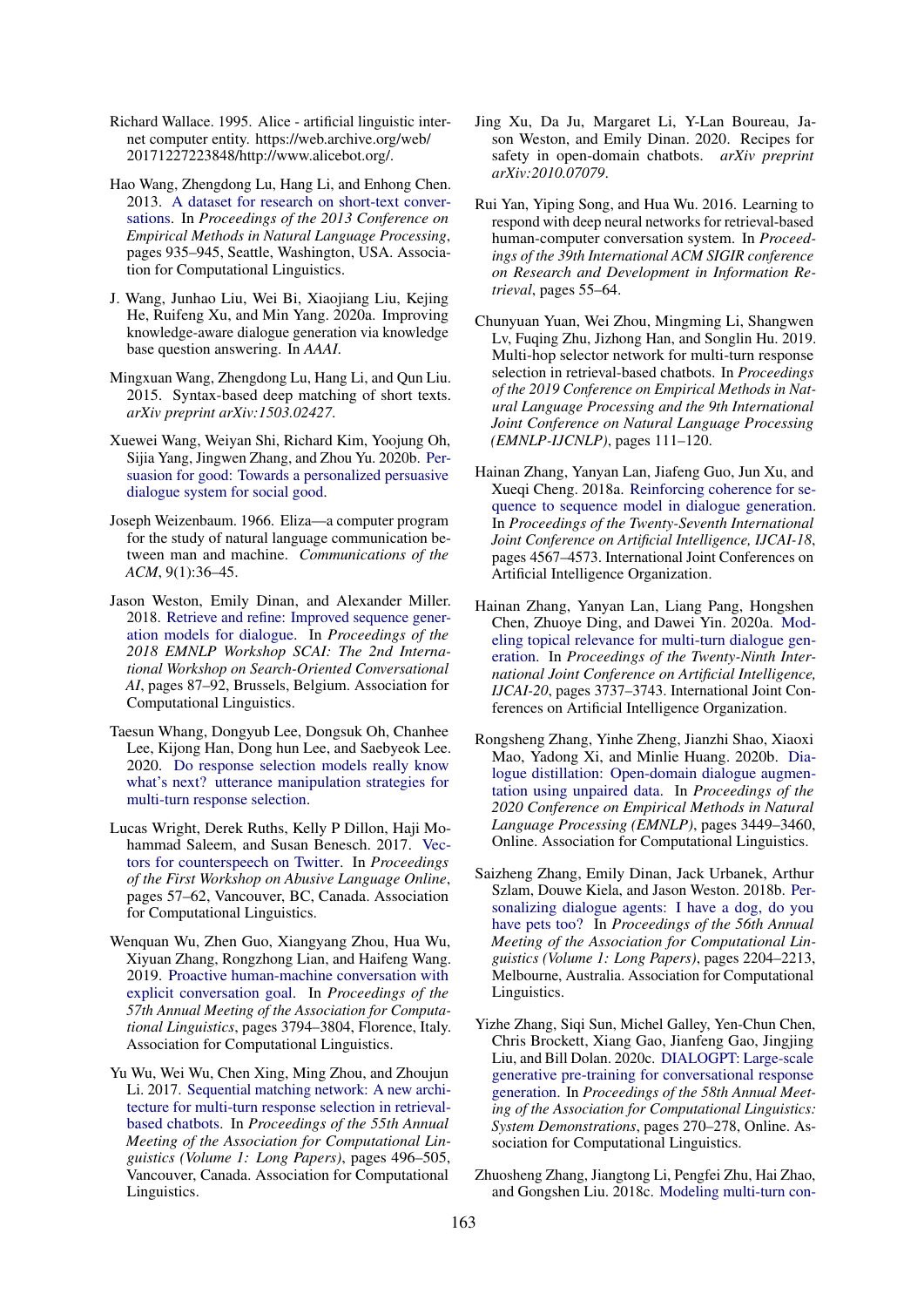Richard Wallace. 1995. Alice - artificial linguistic internet computer entity. https://web.archive.org/web/20171227223848/http://www.alicebot.org/.

Hao Wang, Zhengdong Lu, Hang Li, and Enhong Chen. 2013. A dataset for research on short-text conversations. In *Proceedings of the 2013 Conference on Empirical Methods in Natural Language Processing*, pages 935–945, Seattle, Washington, USA. Association for Computational Linguistics.

J. Wang, Junhao Liu, Wei Bi, Xiaojiang Liu, Kejing He, Ruifeng Xu, and Min Yang. 2020a. Improving knowledge-aware dialogue generation via knowledge base question answering. In *AAAI*.

Mingxuan Wang, Zhengdong Lu, Hang Li, and Qun Liu. 2015. Syntax-based deep matching of short texts. *arXiv preprint arXiv:1503.02427*.

Xuewei Wang, Weiyan Shi, Richard Kim, Yoojung Oh, Sijia Yang, Jingwen Zhang, and Zhou Yu. 2020b. Persuasion for good: Towards a personalized persuasive dialogue system for social good.

Joseph Weizenbaum. 1966. Eliza—a computer program for the study of natural language communication between man and machine. *Communications of the ACM*, 9(1):36–45.

Jason Weston, Emily Dinan, and Alexander Miller. 2018. Retrieve and refine: Improved sequence generation models for dialogue. In *Proceedings of the 2018 EMNLP Workshop SCAI: The 2nd International Workshop on Search-Oriented Conversational AI*, pages 87–92, Brussels, Belgium. Association for Computational Linguistics.

Taesun Whang, Dongyub Lee, Dongsuk Oh, Chanhee Lee, Kijong Han, Dong hun Lee, and Saebyeok Lee. 2020. Do response selection models really know what's next? utterance manipulation strategies for multi-turn response selection.

Lucas Wright, Derek Ruths, Kelly P Dillon, Haji Mohammad Saleem, and Susan Benesch. 2017. Vectors for counterspeech on Twitter. In *Proceedings of the First Workshop on Abusive Language Online*, pages 57–62, Vancouver, BC, Canada. Association for Computational Linguistics.

Wenquan Wu, Zhen Guo, Xiangyang Zhou, Hua Wu, Xiyuan Zhang, Rongzhong Lian, and Haifeng Wang. 2019. Proactive human-machine conversation with explicit conversation goal. In *Proceedings of the 57th Annual Meeting of the Association for Computational Linguistics*, pages 3794–3804, Florence, Italy. Association for Computational Linguistics.

Yu Wu, Wei Wu, Chen Xing, Ming Zhou, and Zhoujun Li. 2017. Sequential matching network: A new architecture for multi-turn response selection in retrieval-based chatbots. In *Proceedings of the 55th Annual Meeting of the Association for Computational Linguistics (Volume 1: Long Papers)*, pages 496–505, Vancouver, Canada. Association for Computational Linguistics.

Jing Xu, Da Ju, Margaret Li, Y-Lan Boureau, Jason Weston, and Emily Dinan. 2020. Recipes for safety in open-domain chatbots. *arXiv preprint arXiv:2010.07079*.

Rui Yan, Yiping Song, and Hua Wu. 2016. Learning to respond with deep neural networks for retrieval-based human-computer conversation system. In *Proceedings of the 39th International ACM SIGIR conference on Research and Development in Information Retrieval*, pages 55–64.

Chunyuan Yuan, Wei Zhou, Mingming Li, Shangwen Lv, Fuqing Zhu, Jizhong Han, and Songlin Hu. 2019. Multi-hop selector network for multi-turn response selection in retrieval-based chatbots. In *Proceedings of the 2019 Conference on Empirical Methods in Natural Language Processing and the 9th International Joint Conference on Natural Language Processing (EMNLP-IJCNLP)*, pages 111–120.

Hainan Zhang, Yanyan Lan, Jiafeng Guo, Jun Xu, and Xueqi Cheng. 2018a. Reinforcing coherence for sequence to sequence model in dialogue generation. In *Proceedings of the Twenty-Seventh International Joint Conference on Artificial Intelligence, IJCAI-18*, pages 4567–4573. International Joint Conferences on Artificial Intelligence Organization.

Hainan Zhang, Yanyan Lan, Liang Pang, Hongshen Chen, Zhuoye Ding, and Dawei Yin. 2020a. Modeling topical relevance for multi-turn dialogue generation. In *Proceedings of the Twenty-Ninth International Joint Conference on Artificial Intelligence, IJCAI-20*, pages 3737–3743. International Joint Conferences on Artificial Intelligence Organization.

Rongsheng Zhang, Yinhe Zheng, Jianzhi Shao, Xiaoxi Mao, Yadong Xi, and Minlie Huang. 2020b. Dialogue distillation: Open-domain dialogue augmentation using unpaired data. In *Proceedings of the 2020 Conference on Empirical Methods in Natural Language Processing (EMNLP)*, pages 3449–3460, Online. Association for Computational Linguistics.

Saizheng Zhang, Emily Dinan, Jack Urbanek, Arthur Szlam, Douwe Kiela, and Jason Weston. 2018b. Personalizing dialogue agents: I have a dog, do you have pets too? In *Proceedings of the 56th Annual Meeting of the Association for Computational Linguistics (Volume 1: Long Papers)*, pages 2204–2213, Melbourne, Australia. Association for Computational Linguistics.

Yizhe Zhang, Siqi Sun, Michel Galley, Yen-Chun Chen, Chris Brockett, Xiang Gao, Jianfeng Gao, Jingjing Liu, and Bill Dolan. 2020c. DIALOGPT: Large-scale generative pre-training for conversational response generation. In *Proceedings of the 58th Annual Meeting of the Association for Computational Linguistics: System Demonstrations*, pages 270–278, Online. Association for Computational Linguistics.

Zhuosheng Zhang, Jiangtong Li, Pengfei Zhu, Hai Zhao, and Gongshen Liu. 2018c. Modeling multi-turn con-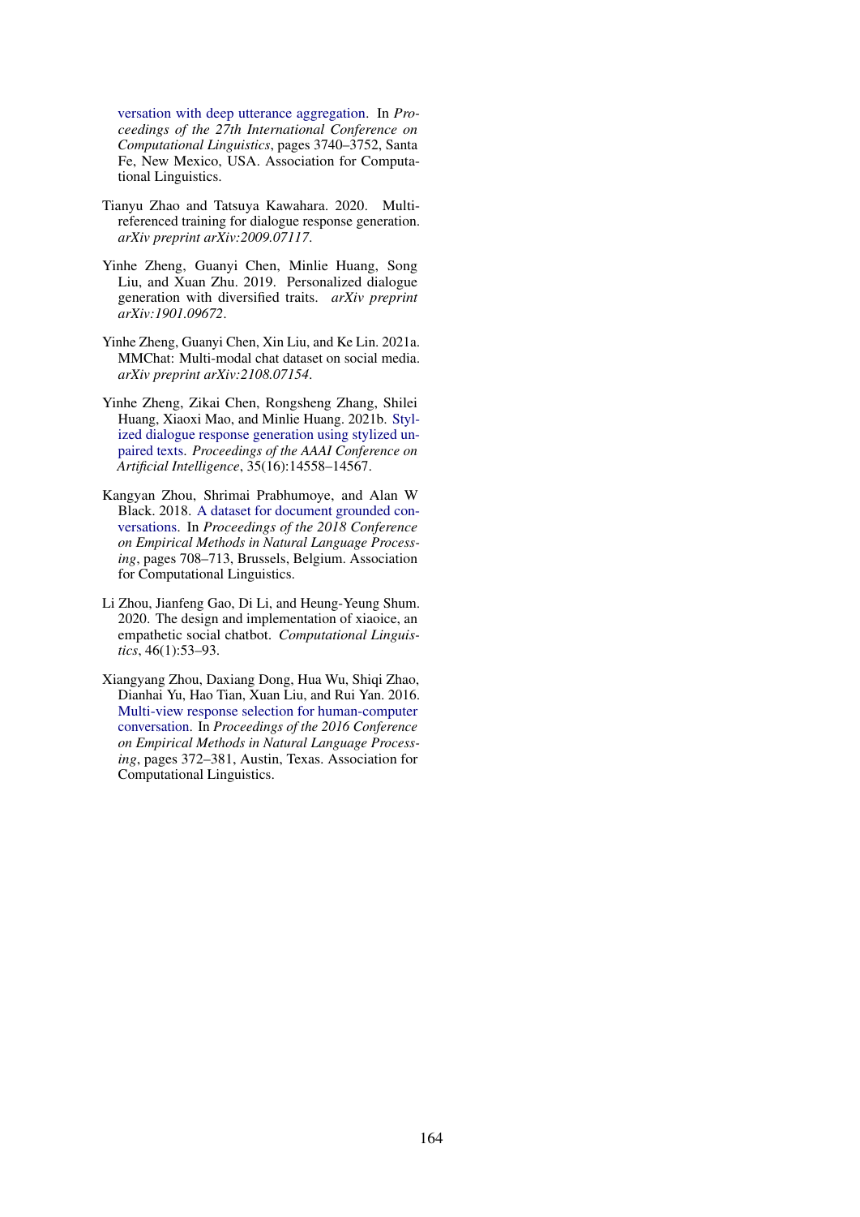versation with deep utterance aggregation. In *Proceedings of the 27th International Conference on Computational Linguistics*, pages 3740–3752, Santa Fe, New Mexico, USA. Association for Computational Linguistics.

Tianyu Zhao and Tatsuya Kawahara. 2020. Multi-referenced training for dialogue response generation. *arXiv preprint arXiv:2009.07117*.

Yinhe Zheng, Guanyi Chen, Minlie Huang, Song Liu, and Xuan Zhu. 2019. Personalized dialogue generation with diversified traits. *arXiv preprint arXiv:1901.09672*.

Yinhe Zheng, Guanyi Chen, Xin Liu, and Ke Lin. 2021a. MMChat: Multi-modal chat dataset on social media. *arXiv preprint arXiv:2108.07154*.

Yinhe Zheng, Zikai Chen, Rongsheng Zhang, Shilei Huang, Xiaoxi Mao, and Minlie Huang. 2021b. Stylized dialogue response generation using stylized unpaired texts. *Proceedings of the AAAI Conference on Artificial Intelligence*, 35(16):14558–14567.

Kangyan Zhou, Shrimai Prabhumoye, and Alan W Black. 2018. A dataset for document grounded conversations. In *Proceedings of the 2018 Conference on Empirical Methods in Natural Language Processing*, pages 708–713, Brussels, Belgium. Association for Computational Linguistics.

Li Zhou, Jianfeng Gao, Di Li, and Heung-Yeung Shum. 2020. The design and implementation of xiaoice, an empathetic social chatbot. *Computational Linguistics*, 46(1):53–93.

Xiangyang Zhou, Daxiang Dong, Hua Wu, Shiqi Zhao, Dianhai Yu, Hao Tian, Xuan Liu, and Rui Yan. 2016. Multi-view response selection for human-computer conversation. In *Proceedings of the 2016 Conference on Empirical Methods in Natural Language Processing*, pages 372–381, Austin, Texas. Association for Computational Linguistics.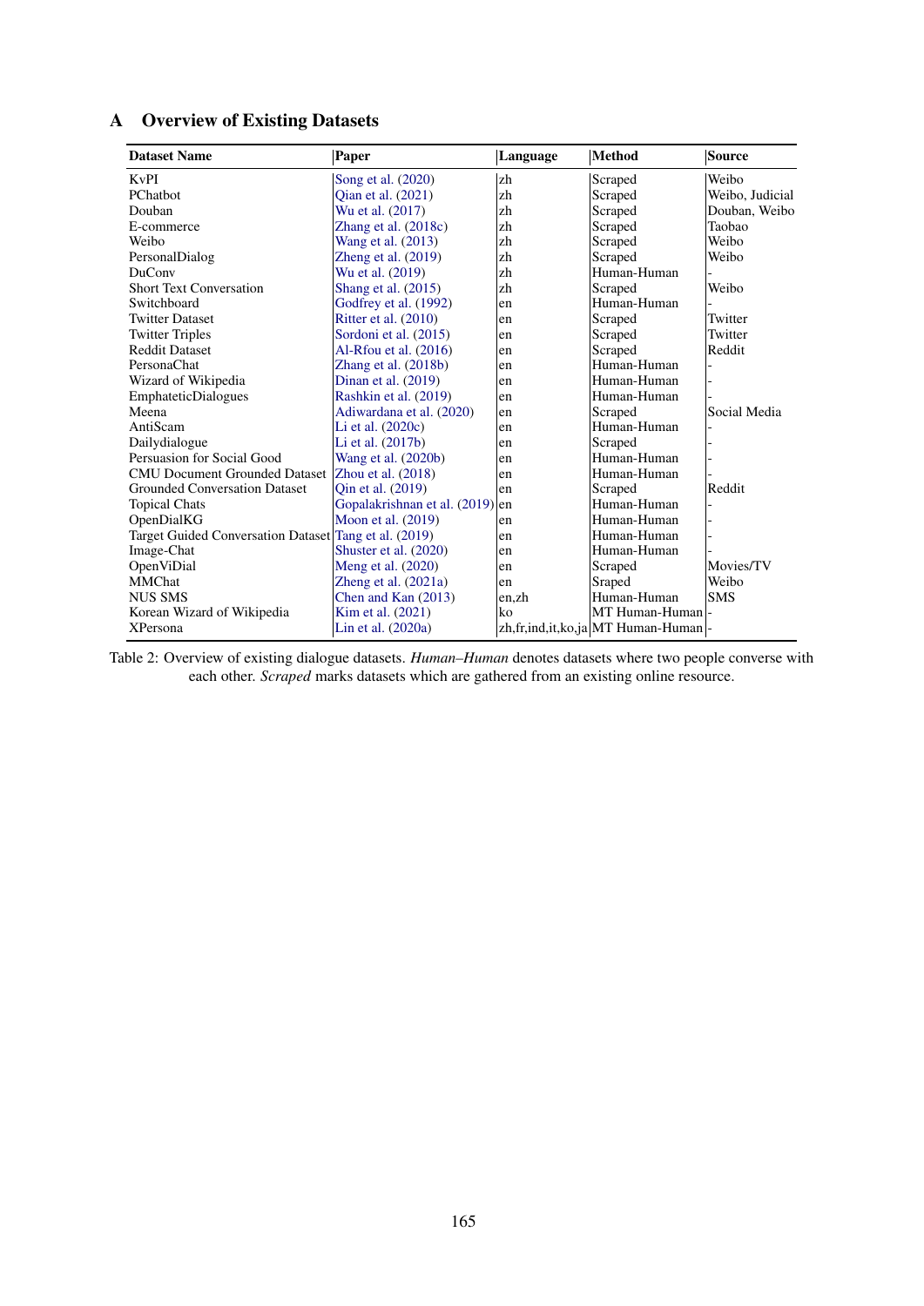## A Overview of Existing Datasets

| Dataset Name | Paper | Language | Method | Source |
|---|---|---|---|---|
| KvPI | Song et al. (2020) | zh | Scraped | Weibo |
| PChatbot | Qian et al. (2021) | zh | Scraped | Weibo, Judicial |
| Douban | Wu et al. (2017) | zh | Scraped | Douban, Weibo |
| E-commerce | Zhang et al. (2018c) | zh | Scraped | Taobao |
| Weibo | Wang et al. (2013) | zh | Scraped | Weibo |
| PersonalDialog | Zheng et al. (2019) | zh | Scraped | Weibo |
| DuConv | Wu et al. (2019) | zh | Human-Human | - |
| Short Text Conversation | Shang et al. (2015) | zh | Scraped | Weibo |
| Switchboard | Godfrey et al. (1992) | en | Human-Human | - |
| Twitter Dataset | Ritter et al. (2010) | en | Scraped | Twitter |
| Twitter Triples | Sordoni et al. (2015) | en | Scraped | Twitter |
| Reddit Dataset | Al-Rfou et al. (2016) | en | Scraped | Reddit |
| PersonaChat | Zhang et al. (2018b) | en | Human-Human | - |
| Wizard of Wikipedia | Dinan et al. (2019) | en | Human-Human | - |
| EmphateticDialogues | Rashkin et al. (2019) | en | Human-Human | - |
| Meena | Adiwardana et al. (2020) | en | Scraped | Social Media |
| AntiScam | Li et al. (2020c) | en | Human-Human | - |
| Dailydialogue | Li et al. (2017b) | en | Scraped | - |
| Persuasion for Social Good | Wang et al. (2020b) | en | Human-Human | - |
| CMU Document Grounded Dataset | Zhou et al. (2018) | en | Human-Human | - |
| Grounded Conversation Dataset | Qin et al. (2019) | en | Scraped | Reddit |
| Topical Chats | Gopalakrishnan et al. (2019) | en | Human-Human | - |
| OpenDialKG | Moon et al. (2019) | en | Human-Human | - |
| Target Guided Conversation Dataset | Tang et al. (2019) | en | Human-Human | - |
| Image-Chat | Shuster et al. (2020) | en | Human-Human | - |
| OpenViDial | Meng et al. (2020) | en | Scraped | Movies/TV |
| MMChat | Zheng et al. (2021a) | en | Sraped | Weibo |
| NUS SMS | Chen and Kan (2013) | en,zh | Human-Human | SMS |
| Korean Wizard of Wikipedia | Kim et al. (2021) | ko | MT Human-Human | - |
| XPersona | Lin et al. (2020a) | zh,fr,ind,it,ko,ja | MT Human-Human | - |

Table 2: Overview of existing dialogue datasets. *Human–Human* denotes datasets where two people converse with each other. *Scraped* marks datasets which are gathered from an existing online resource.